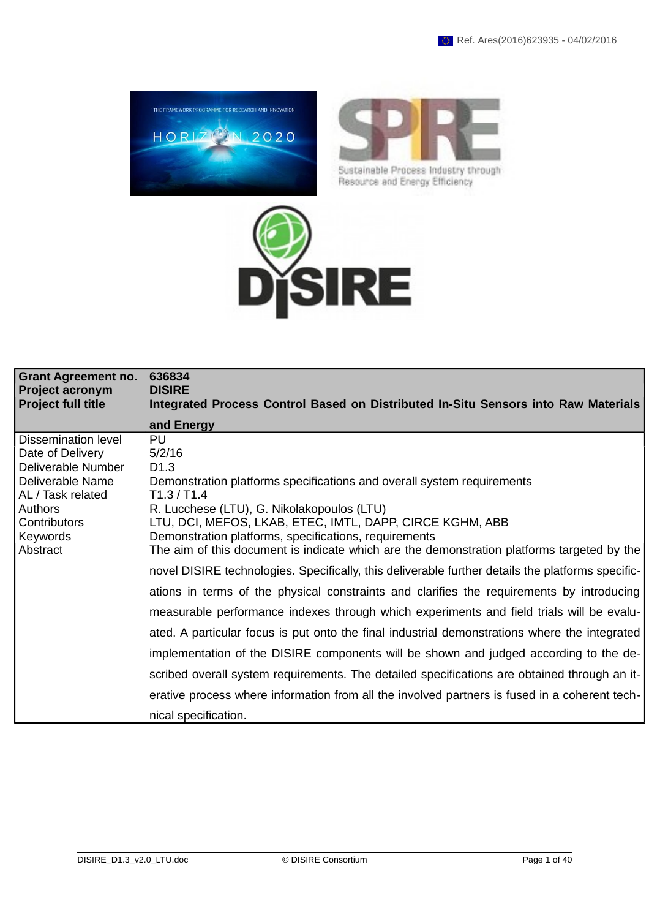Ref. Ares(2016)623935 - 04/02/2016

| Grant Agreement no. | 636834 |
|---|---|
| Project acronym | DISIRE |
| Project full title | Integrated Process Control Based on Distributed In-Situ Sensors into Raw Materials and Energy |
| Dissemination level | PU |
| Date of Delivery | 5/2/16 |
| Deliverable Number | D1.3 |
| Deliverable Name | Demonstration platforms specifications and overall system requirements |
| AL / Task related | T1.3 / T1.4 |
| Authors | R. Lucchese (LTU), G. Nikolakopoulos (LTU) |
| Contributors | LTU, DCI, MEFOS, LKAB, ETEC, IMTL, DAPP, CIRCE KGHM, ABB |
| Keywords | Demonstration platforms, specifications, requirements |
| Abstract | The aim of this document is indicate which are the demonstration platforms targeted by the novel DISIRE technologies. Specifically, this deliverable further details the platforms specifications in terms of the physical constraints and clarifies the requirements by introducing measurable performance indexes through which experiments and field trials will be evaluated. A particular focus is put onto the final industrial demonstrations where the integrated implementation of the DISIRE components will be shown and judged according to the described overall system requirements. The detailed specifications are obtained through an iterative process where information from all the involved partners is fused in a coherent technical specification. |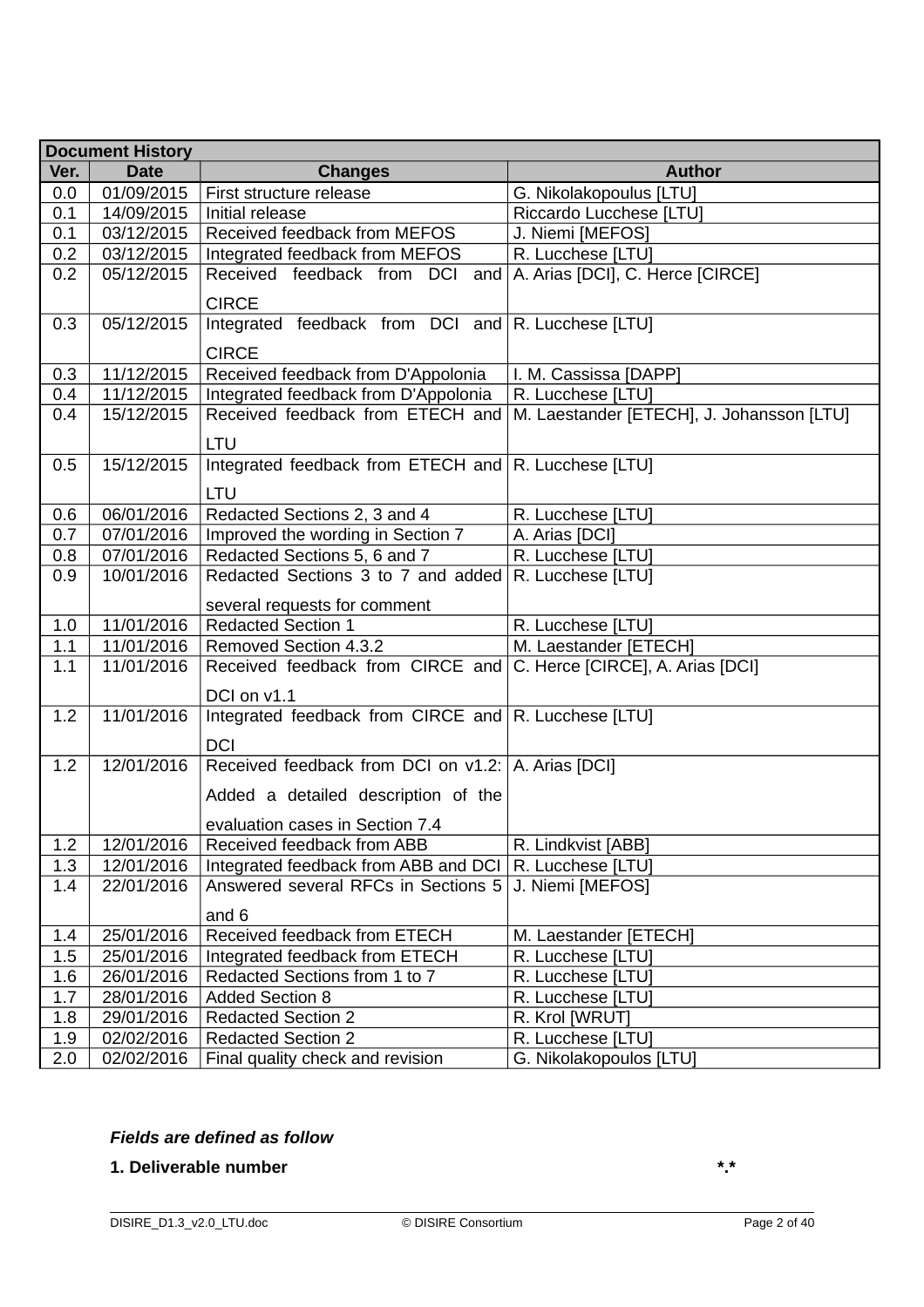| Document History | | | |
|---|---|---|---|
| Ver. | Date | Changes | Author |
| 0.0 | 01/09/2015 | First structure release | G. Nikolakopoulus [LTU] |
| 0.1 | 14/09/2015 | Initial release | Riccardo Lucchese [LTU] |
| 0.1 | 03/12/2015 | Received feedback from MEFOS | J. Niemi [MEFOS] |
| 0.2 | 03/12/2015 | Integrated feedback from MEFOS | R. Lucchese [LTU] |
| 0.2 | 05/12/2015 | Received feedback from DCI and CIRCE | A. Arias [DCI], C. Herce [CIRCE] |
| 0.3 | 05/12/2015 | Integrated feedback from DCI and CIRCE | R. Lucchese [LTU] |
| 0.3 | 11/12/2015 | Received feedback from D'Appolonia | I. M. Cassissa [DAPP] |
| 0.4 | 11/12/2015 | Integrated feedback from D'Appolonia | R. Lucchese [LTU] |
| 0.4 | 15/12/2015 | Received feedback from ETECH and LTU | M. Laestander [ETECH], J. Johansson [LTU] |
| 0.5 | 15/12/2015 | Integrated feedback from ETECH and LTU | R. Lucchese [LTU] |
| 0.6 | 06/01/2016 | Redacted Sections 2, 3 and 4 | R. Lucchese [LTU] |
| 0.7 | 07/01/2016 | Improved the wording in Section 7 | A. Arias [DCI] |
| 0.8 | 07/01/2016 | Redacted Sections 5, 6 and 7 | R. Lucchese [LTU] |
| 0.9 | 10/01/2016 | Redacted Sections 3 to 7 and added several requests for comment | R. Lucchese [LTU] |
| 1.0 | 11/01/2016 | Redacted Section 1 | R. Lucchese [LTU] |
| 1.1 | 11/01/2016 | Removed Section 4.3.2 | M. Laestander [ETECH] |
| 1.1 | 11/01/2016 | Received feedback from CIRCE and DCI on v1.1 | C. Herce [CIRCE], A. Arias [DCI] |
| 1.2 | 11/01/2016 | Integrated feedback from CIRCE and DCI | R. Lucchese [LTU] |
| 1.2 | 12/01/2016 | Received feedback from DCI on v1.2: Added a detailed description of the evaluation cases in Section 7.4 | A. Arias [DCI] |
| 1.2 | 12/01/2016 | Received feedback from ABB | R. Lindkvist [ABB] |
| 1.3 | 12/01/2016 | Integrated feedback from ABB and DCI | R. Lucchese [LTU] |
| 1.4 | 22/01/2016 | Answered several RFCs in Sections 5 and 6 | J. Niemi [MEFOS] |
| 1.4 | 25/01/2016 | Received feedback from ETECH | M. Laestander [ETECH] |
| 1.5 | 25/01/2016 | Integrated feedback from ETECH | R. Lucchese [LTU] |
| 1.6 | 26/01/2016 | Redacted Sections from 1 to 7 | R. Lucchese [LTU] |
| 1.7 | 28/01/2016 | Added Section 8 | R. Lucchese [LTU] |
| 1.8 | 29/01/2016 | Redacted Section 2 | R. Krol [WRUT] |
| 1.9 | 02/02/2016 | Redacted Section 2 | R. Lucchese [LTU] |
| 2.0 | 02/02/2016 | Final quality check and revision | G. Nikolakopoulos [LTU] |

***Fields are defined as follow***

**1. Deliverable number** **\*.\***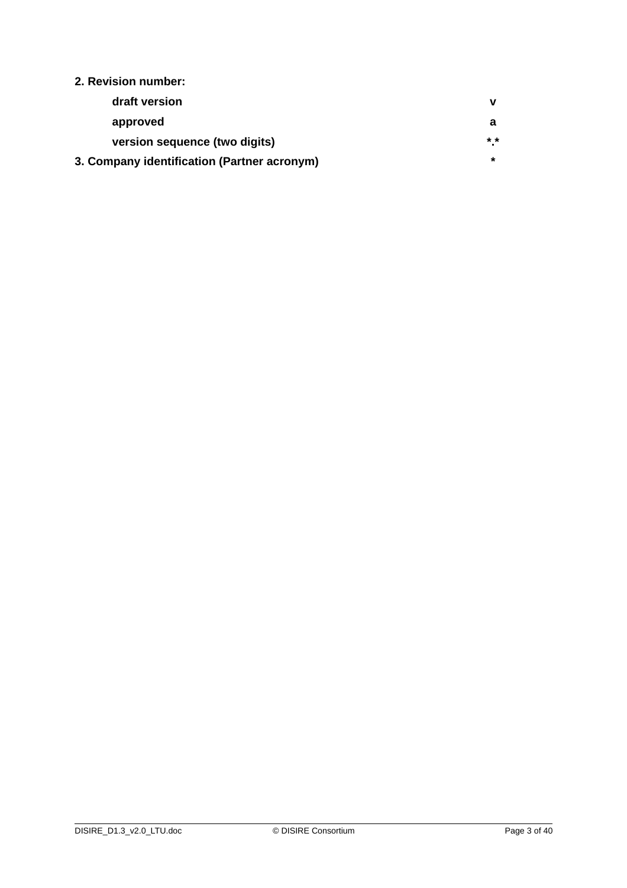**2. Revision number:**

| | |
|---|---|
| **draft version** | **v** |
| **approved** | **a** |
| **version sequence (two digits)** | **\*.\*** |
| **3. Company identification (Partner acronym)** | **\*** |

**2. Revision number:**

| | |
|---|---|
| **draft version** | **v** |
| **approved** | **a** |
| **version sequence (two digits)** | ***.*** |
| **3. Company identification (Partner acronym)** | ***** |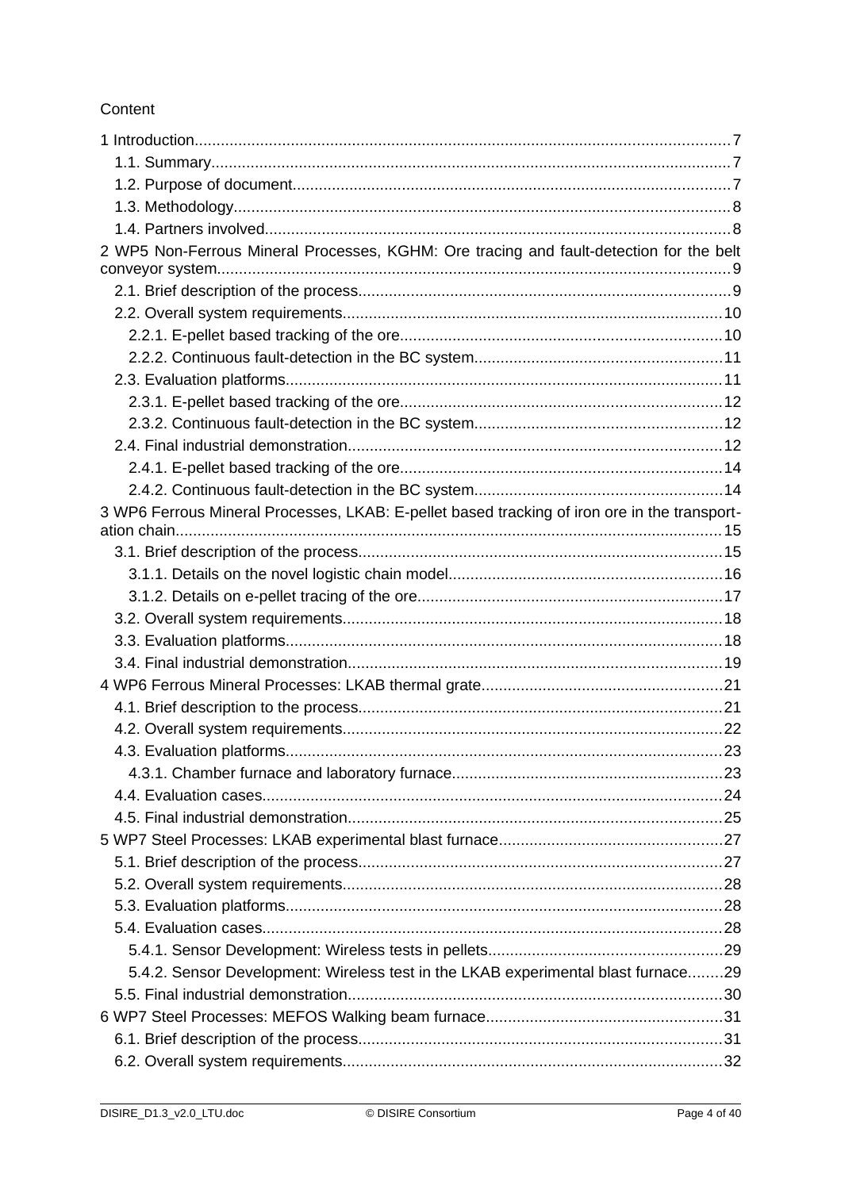Content

1 Introduction....................................................................................................................7
  1.1. Summary.................................................................................................................7
  1.2. Purpose of document..............................................................................................7
  1.3. Methodology............................................................................................................8
  1.4. Partners involved.....................................................................................................8
2 WP5 Non-Ferrous Mineral Processes, KGHM: Ore tracing and fault-detection for the belt conveyor system.............................................................................................................9
  2.1. Brief description of the process...............................................................................9
  2.2. Overall system requirements.................................................................................10
    2.2.1. E-pellet based tracking of the ore....................................................................10
    2.2.2. Continuous fault-detection in the BC system...................................................11
  2.3. Evaluation platforms..............................................................................................11
    2.3.1. E-pellet based tracking of the ore....................................................................12
    2.3.2. Continuous fault-detection in the BC system...................................................12
  2.4. Final industrial demonstration................................................................................12
    2.4.1. E-pellet based tracking of the ore....................................................................14
    2.4.2. Continuous fault-detection in the BC system...................................................14
3 WP6 Ferrous Mineral Processes, LKAB: E-pellet based tracking of iron ore in the transport-ation chain......................................................................................................................15
  3.1. Brief description of the process.............................................................................15
    3.1.1. Details on the novel logistic chain model.........................................................16
    3.1.2. Details on e-pellet tracing of the ore................................................................17
  3.2. Overall system requirements.................................................................................18
  3.3. Evaluation platforms..............................................................................................18
  3.4. Final industrial demonstration................................................................................19
4 WP6 Ferrous Mineral Processes: LKAB thermal grate..................................................21
  4.1. Brief description to the process.............................................................................21
  4.2. Overall system requirements.................................................................................22
  4.3. Evaluation platforms..............................................................................................23
    4.3.1. Chamber furnace and laboratory furnace.........................................................23
  4.4. Evaluation cases...................................................................................................24
  4.5. Final industrial demonstration................................................................................25
5 WP7 Steel Processes: LKAB experimental blast furnace..............................................27
  5.1. Brief description of the process.............................................................................27
  5.2. Overall system requirements.................................................................................28
  5.3. Evaluation platforms..............................................................................................28
  5.4. Evaluation cases...................................................................................................28
    5.4.1. Sensor Development: Wireless tests in pellets................................................29
    5.4.2. Sensor Development: Wireless test in the LKAB experimental blast furnace........29
  5.5. Final industrial demonstration................................................................................30
6 WP7 Steel Processes: MEFOS Walking beam furnace.................................................31
  6.1. Brief description of the process.............................................................................31
  6.2. Overall system requirements.................................................................................32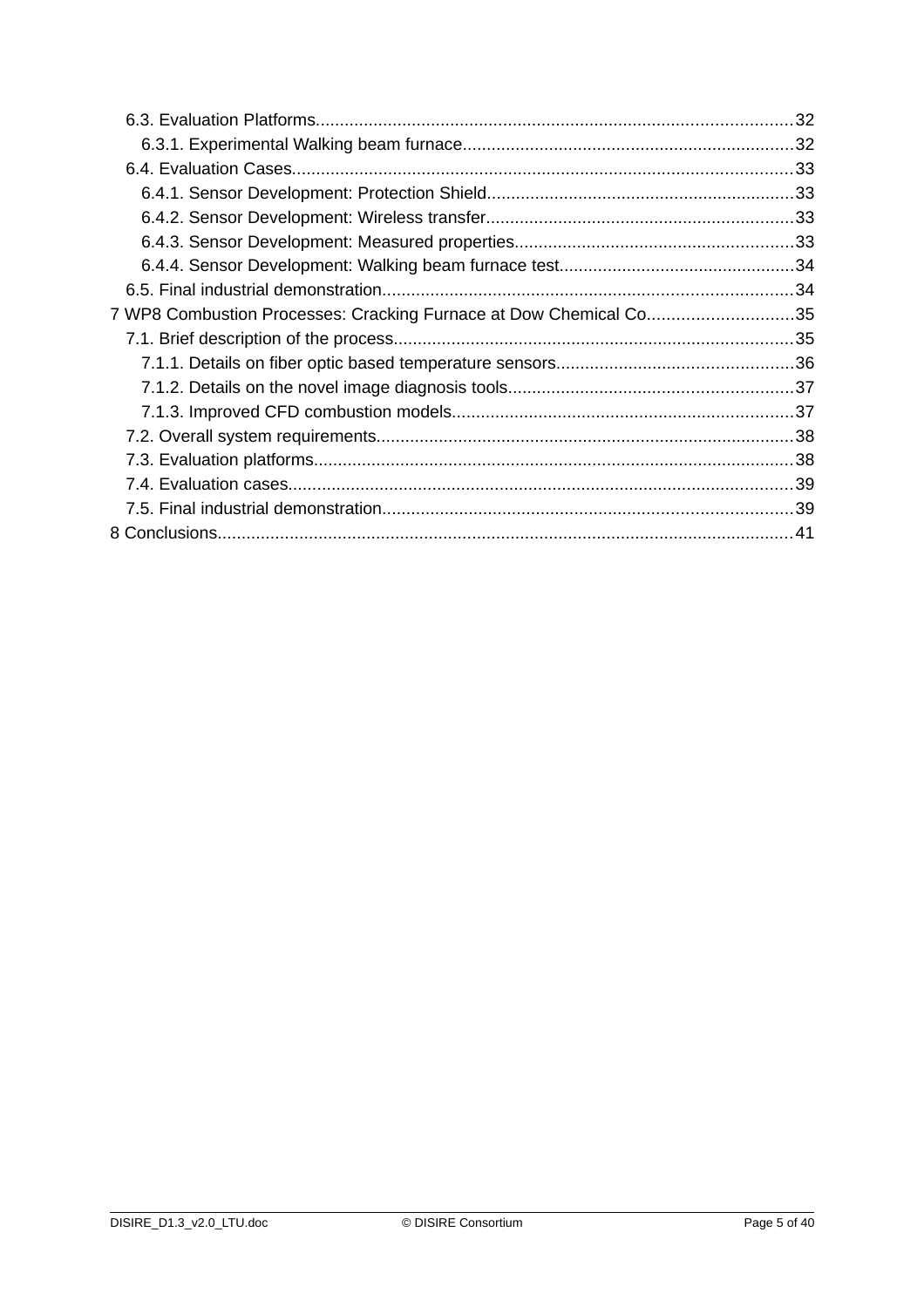6.3. Evaluation Platforms......................................................................................................32

6.3.1. Experimental Walking beam furnace......................................................................32

6.4. Evaluation Cases.............................................................................................................33

6.4.1. Sensor Development: Protection Shield...............................................................33

6.4.2. Sensor Development: Wireless transfer...............................................................33

6.4.3. Sensor Development: Measured properties.........................................................33

6.4.4. Sensor Development: Walking beam furnace test...............................................34

6.5. Final industrial demonstration.......................................................................................34

7 WP8 Combustion Processes: Cracking Furnace at Dow Chemical Co..............................35

7.1. Brief description of the process.....................................................................................35

7.1.1. Details on fiber optic based temperature sensors...............................................36

7.1.2. Details on the novel image diagnosis tools..........................................................37

7.1.3. Improved CFD combustion models......................................................................37

7.2. Overall system requirements.........................................................................................38

7.3. Evaluation platforms.......................................................................................................38

7.4. Evaluation cases.............................................................................................................39

7.5. Final industrial demonstration.......................................................................................39

8 Conclusions.......................................................................................................................41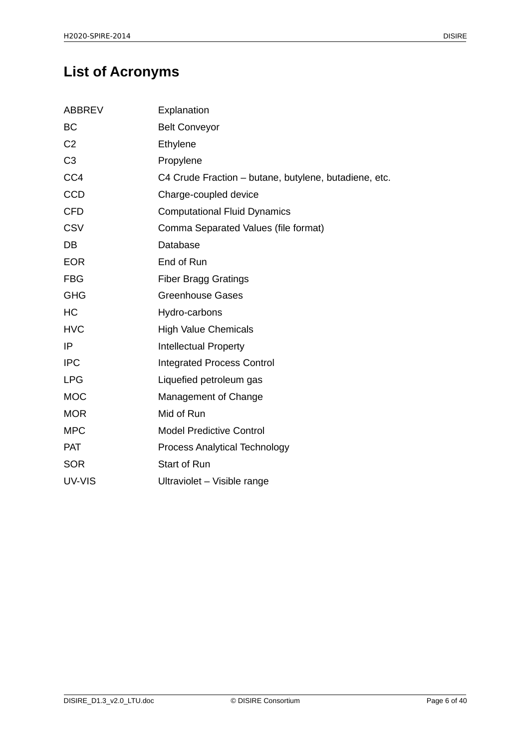# List of Acronyms

| ABBREV | Explanation |
|---|---|
| BC | Belt Conveyor |
| C2 | Ethylene |
| C3 | Propylene |
| CC4 | C4 Crude Fraction – butane, butylene, butadiene, etc. |
| CCD | Charge-coupled device |
| CFD | Computational Fluid Dynamics |
| CSV | Comma Separated Values (file format) |
| DB | Database |
| EOR | End of Run |
| FBG | Fiber Bragg Gratings |
| GHG | Greenhouse Gases |
| HC | Hydro-carbons |
| HVC | High Value Chemicals |
| IP | Intellectual Property |
| IPC | Integrated Process Control |
| LPG | Liquefied petroleum gas |
| MOC | Management of Change |
| MOR | Mid of Run |
| MPC | Model Predictive Control |
| PAT | Process Analytical Technology |
| SOR | Start of Run |
| UV-VIS | Ultraviolet – Visible range |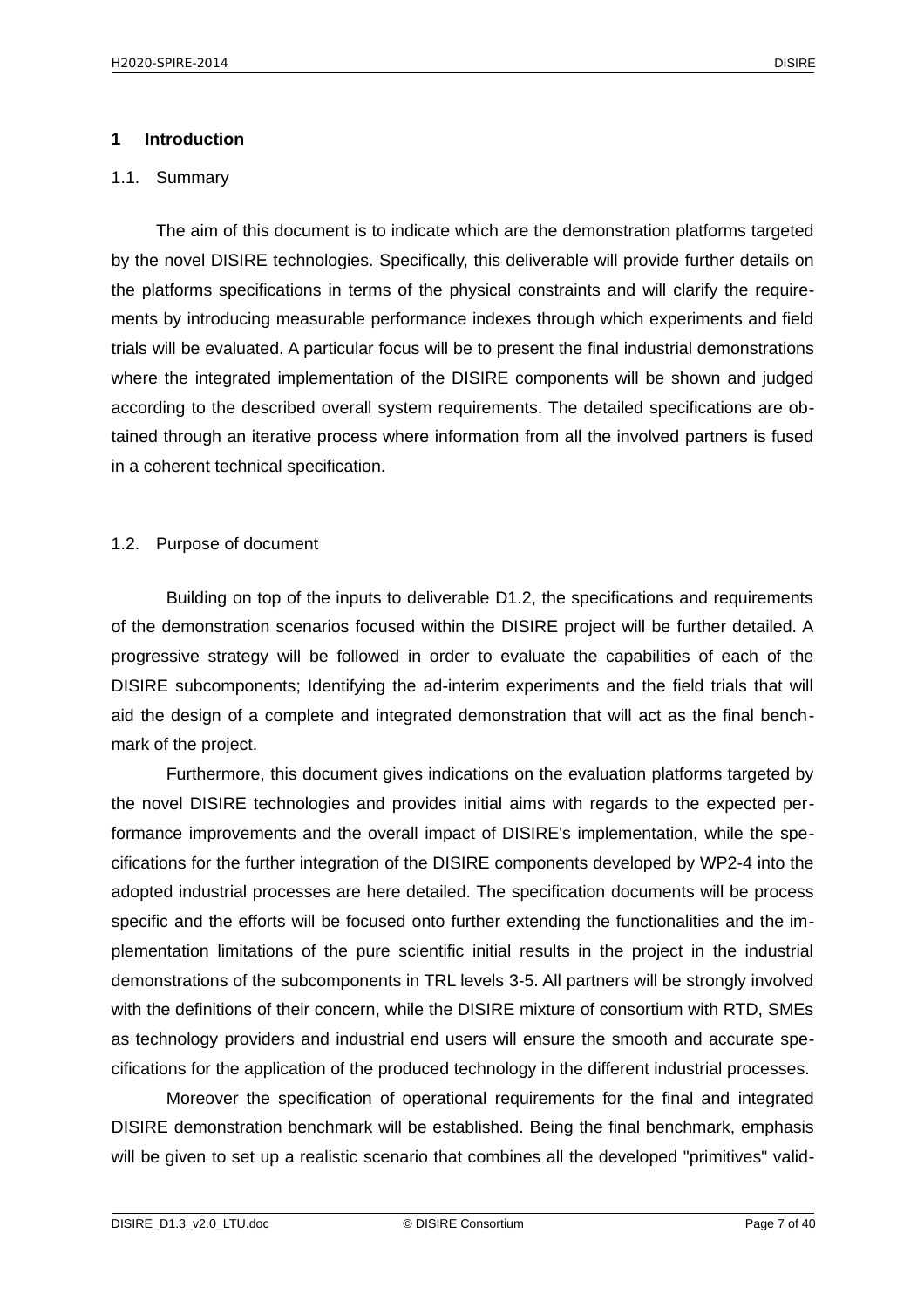# 1 Introduction

## 1.1. Summary

The aim of this document is to indicate which are the demonstration platforms targeted by the novel DISIRE technologies. Specifically, this deliverable will provide further details on the platforms specifications in terms of the physical constraints and will clarify the requirements by introducing measurable performance indexes through which experiments and field trials will be evaluated. A particular focus will be to present the final industrial demonstrations where the integrated implementation of the DISIRE components will be shown and judged according to the described overall system requirements. The detailed specifications are obtained through an iterative process where information from all the involved partners is fused in a coherent technical specification.

## 1.2. Purpose of document

Building on top of the inputs to deliverable D1.2, the specifications and requirements of the demonstration scenarios focused within the DISIRE project will be further detailed. A progressive strategy will be followed in order to evaluate the capabilities of each of the DISIRE subcomponents; Identifying the ad-interim experiments and the field trials that will aid the design of a complete and integrated demonstration that will act as the final benchmark of the project.

Furthermore, this document gives indications on the evaluation platforms targeted by the novel DISIRE technologies and provides initial aims with regards to the expected performance improvements and the overall impact of DISIRE's implementation, while the specifications for the further integration of the DISIRE components developed by WP2-4 into the adopted industrial processes are here detailed. The specification documents will be process specific and the efforts will be focused onto further extending the functionalities and the implementation limitations of the pure scientific initial results in the project in the industrial demonstrations of the subcomponents in TRL levels 3-5. All partners will be strongly involved with the definitions of their concern, while the DISIRE mixture of consortium with RTD, SMEs as technology providers and industrial end users will ensure the smooth and accurate specifications for the application of the produced technology in the different industrial processes.

Moreover the specification of operational requirements for the final and integrated DISIRE demonstration benchmark will be established. Being the final benchmark, emphasis will be given to set up a realistic scenario that combines all the developed "primitives" valid-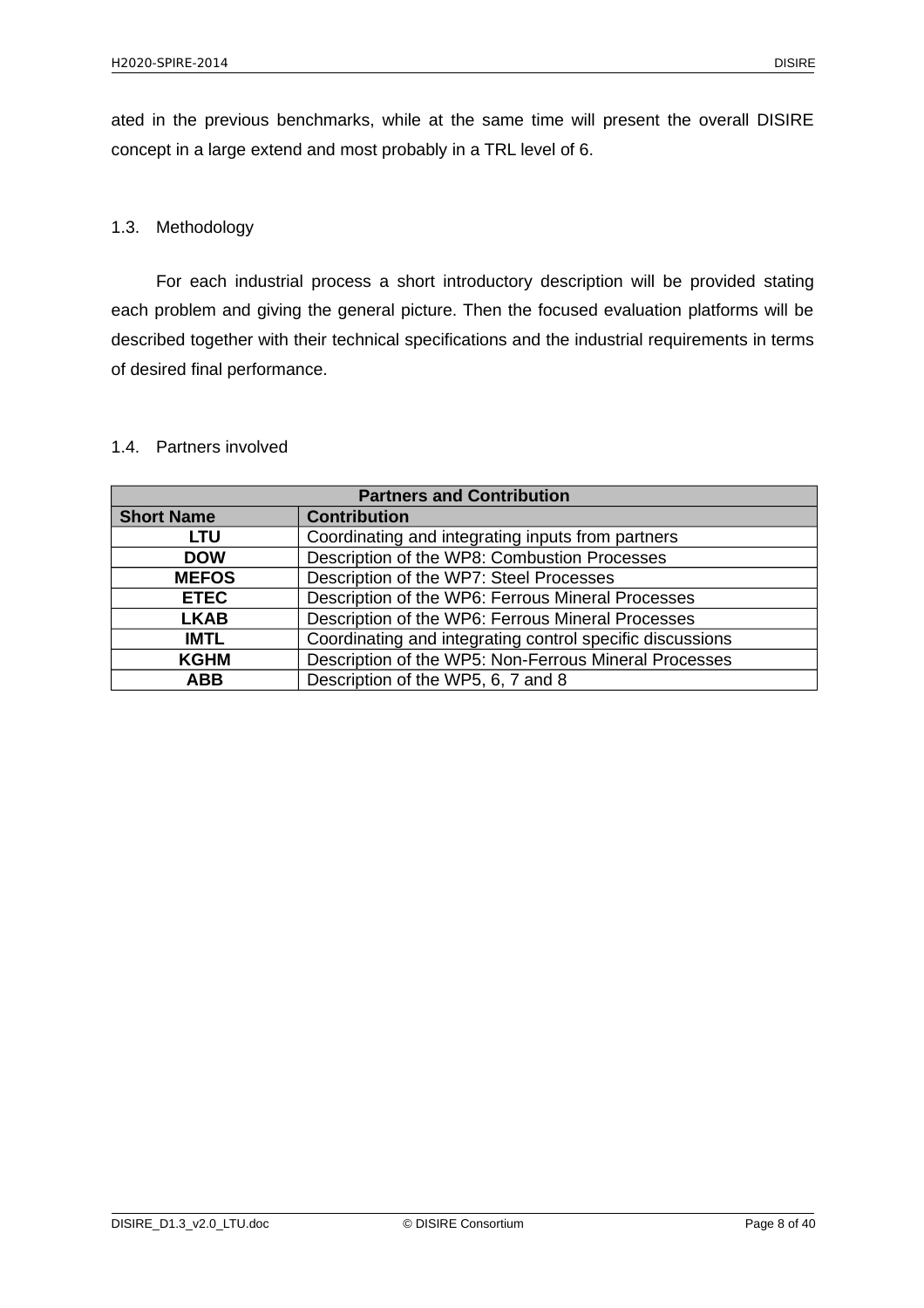ated in the previous benchmarks, while at the same time will present the overall DISIRE concept in a large extend and most probably in a TRL level of 6.

### 1.3. Methodology

For each industrial process a short introductory description will be provided stating each problem and giving the general picture. Then the focused evaluation platforms will be described together with their technical specifications and the industrial requirements in terms of desired final performance.

### 1.4. Partners involved

| Partners and Contribution | |
|---|---|
| **Short Name** | **Contribution** |
| **LTU** | Coordinating and integrating inputs from partners |
| **DOW** | Description of the WP8: Combustion Processes |
| **MEFOS** | Description of the WP7: Steel Processes |
| **ETEC** | Description of the WP6: Ferrous Mineral Processes |
| **LKAB** | Description of the WP6: Ferrous Mineral Processes |
| **IMTL** | Coordinating and integrating control specific discussions |
| **KGHM** | Description of the WP5: Non-Ferrous Mineral Processes |
| **ABB** | Description of the WP5, 6, 7 and 8 |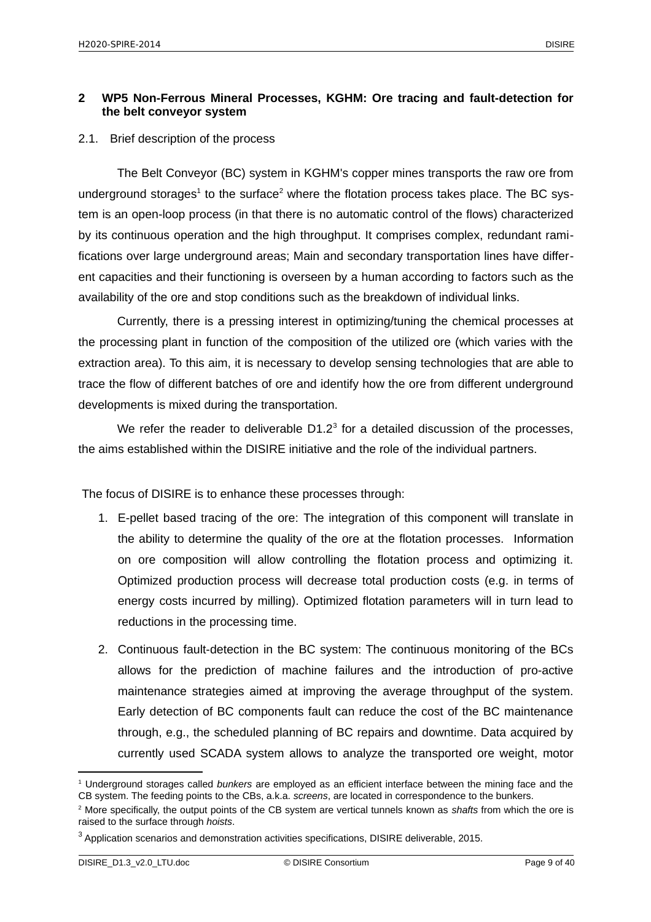## 2 WP5 Non-Ferrous Mineral Processes, KGHM: Ore tracing and fault-detection for the belt conveyor system

### 2.1. Brief description of the process

The Belt Conveyor (BC) system in KGHM's copper mines transports the raw ore from underground storages[1] to the surface[2] where the flotation process takes place. The BC system is an open-loop process (in that there is no automatic control of the flows) characterized by its continuous operation and the high throughput. It comprises complex, redundant ramifications over large underground areas; Main and secondary transportation lines have different capacities and their functioning is overseen by a human according to factors such as the availability of the ore and stop conditions such as the breakdown of individual links.

Currently, there is a pressing interest in optimizing/tuning the chemical processes at the processing plant in function of the composition of the utilized ore (which varies with the extraction area). To this aim, it is necessary to develop sensing technologies that are able to trace the flow of different batches of ore and identify how the ore from different underground developments is mixed during the transportation.

We refer the reader to deliverable D1.2[3] for a detailed discussion of the processes, the aims established within the DISIRE initiative and the role of the individual partners.

The focus of DISIRE is to enhance these processes through:

1. E-pellet based tracing of the ore: The integration of this component will translate in the ability to determine the quality of the ore at the flotation processes. Information on ore composition will allow controlling the flotation process and optimizing it. Optimized production process will decrease total production costs (e.g. in terms of energy costs incurred by milling). Optimized flotation parameters will in turn lead to reductions in the processing time.
2. Continuous fault-detection in the BC system: The continuous monitoring of the BCs allows for the prediction of machine failures and the introduction of pro-active maintenance strategies aimed at improving the average throughput of the system. Early detection of BC components fault can reduce the cost of the BC maintenance through, e.g., the scheduled planning of BC repairs and downtime. Data acquired by currently used SCADA system allows to analyze the transported ore weight, motor

---

[1] Underground storages called *bunkers* are employed as an efficient interface between the mining face and the CB system. The feeding points to the CBs, a.k.a. *screens*, are located in correspondence to the bunkers.

[2] More specifically, the output points of the CB system are vertical tunnels known as *shafts* from which the ore is raised to the surface through *hoists*.

[3] Application scenarios and demonstration activities specifications, DISIRE deliverable, 2015.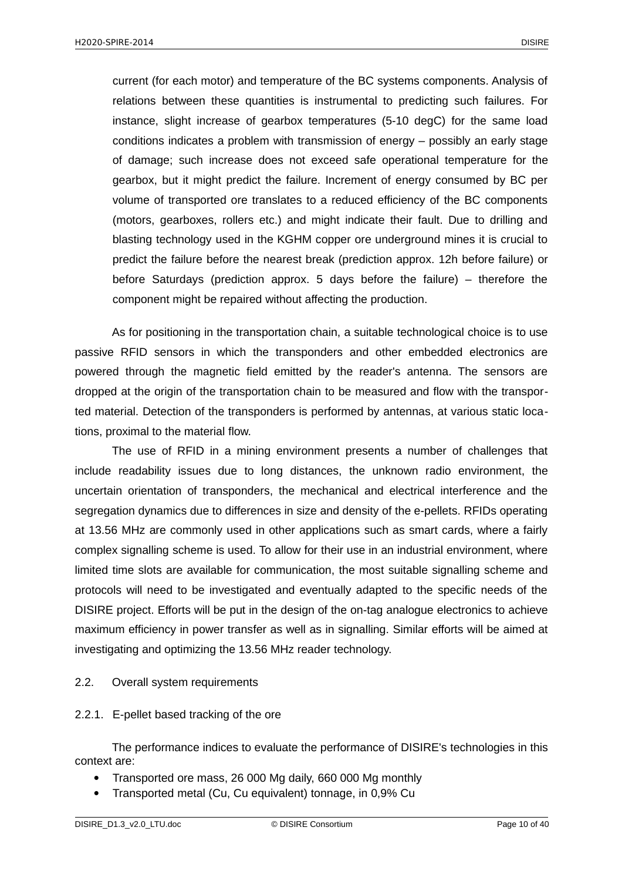current (for each motor) and temperature of the BC systems components. Analysis of relations between these quantities is instrumental to predicting such failures. For instance, slight increase of gearbox temperatures (5-10 degC) for the same load conditions indicates a problem with transmission of energy – possibly an early stage of damage; such increase does not exceed safe operational temperature for the gearbox, but it might predict the failure. Increment of energy consumed by BC per volume of transported ore translates to a reduced efficiency of the BC components (motors, gearboxes, rollers etc.) and might indicate their fault. Due to drilling and blasting technology used in the KGHM copper ore underground mines it is crucial to predict the failure before the nearest break (prediction approx. 12h before failure) or before Saturdays (prediction approx. 5 days before the failure) – therefore the component might be repaired without affecting the production.

As for positioning in the transportation chain, a suitable technological choice is to use passive RFID sensors in which the transponders and other embedded electronics are powered through the magnetic field emitted by the reader's antenna. The sensors are dropped at the origin of the transportation chain to be measured and flow with the transported material. Detection of the transponders is performed by antennas, at various static locations, proximal to the material flow.

The use of RFID in a mining environment presents a number of challenges that include readability issues due to long distances, the unknown radio environment, the uncertain orientation of transponders, the mechanical and electrical interference and the segregation dynamics due to differences in size and density of the e-pellets. RFIDs operating at 13.56 MHz are commonly used in other applications such as smart cards, where a fairly complex signalling scheme is used. To allow for their use in an industrial environment, where limited time slots are available for communication, the most suitable signalling scheme and protocols will need to be investigated and eventually adapted to the specific needs of the DISIRE project. Efforts will be put in the design of the on-tag analogue electronics to achieve maximum efficiency in power transfer as well as in signalling. Similar efforts will be aimed at investigating and optimizing the 13.56 MHz reader technology.

## 2.2. Overall system requirements

### 2.2.1. E-pellet based tracking of the ore

The performance indices to evaluate the performance of DISIRE's technologies in this context are:

- Transported ore mass, 26 000 Mg daily, 660 000 Mg monthly
- Transported metal (Cu, Cu equivalent) tonnage, in 0,9% Cu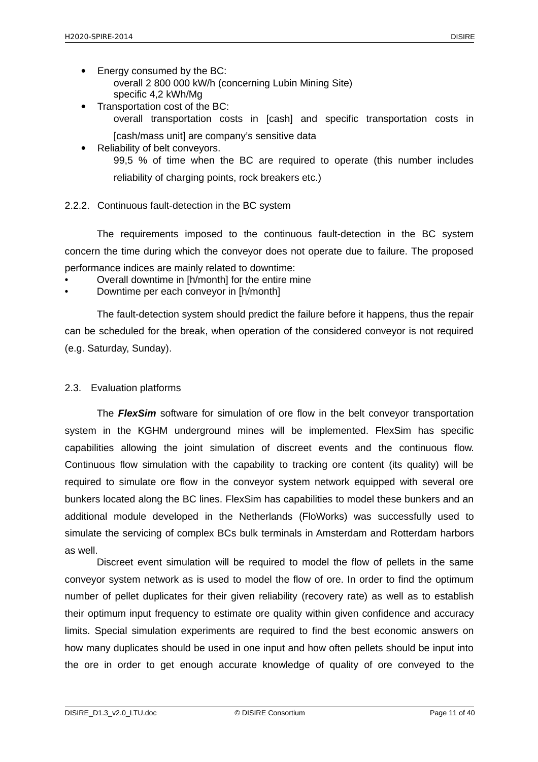- Energy consumed by the BC:
  overall 2 800 000 kW/h (concerning Lubin Mining Site)
  specific 4,2 kWh/Mg
- Transportation cost of the BC:
  overall transportation costs in [cash] and specific transportation costs in [cash/mass unit] are company's sensitive data
- Reliability of belt conveyors.
  99,5 % of time when the BC are required to operate (this number includes reliability of charging points, rock breakers etc.)

### 2.2.2. Continuous fault-detection in the BC system

The requirements imposed to the continuous fault-detection in the BC system concern the time during which the conveyor does not operate due to failure. The proposed performance indices are mainly related to downtime:

- Overall downtime in [h/month] for the entire mine
- Downtime per each conveyor in [h/month]

The fault-detection system should predict the failure before it happens, thus the repair can be scheduled for the break, when operation of the considered conveyor is not required (e.g. Saturday, Sunday).

## 2.3. Evaluation platforms

The ***FlexSim*** software for simulation of ore flow in the belt conveyor transportation system in the KGHM underground mines will be implemented. FlexSim has specific capabilities allowing the joint simulation of discreet events and the continuous flow. Continuous flow simulation with the capability to tracking ore content (its quality) will be required to simulate ore flow in the conveyor system network equipped with several ore bunkers located along the BC lines. FlexSim has capabilities to model these bunkers and an additional module developed in the Netherlands (FloWorks) was successfully used to simulate the servicing of complex BCs bulk terminals in Amsterdam and Rotterdam harbors as well.

Discreet event simulation will be required to model the flow of pellets in the same conveyor system network as is used to model the flow of ore. In order to find the optimum number of pellet duplicates for their given reliability (recovery rate) as well as to establish their optimum input frequency to estimate ore quality within given confidence and accuracy limits. Special simulation experiments are required to find the best economic answers on how many duplicates should be used in one input and how often pellets should be input into the ore in order to get enough accurate knowledge of quality of ore conveyed to the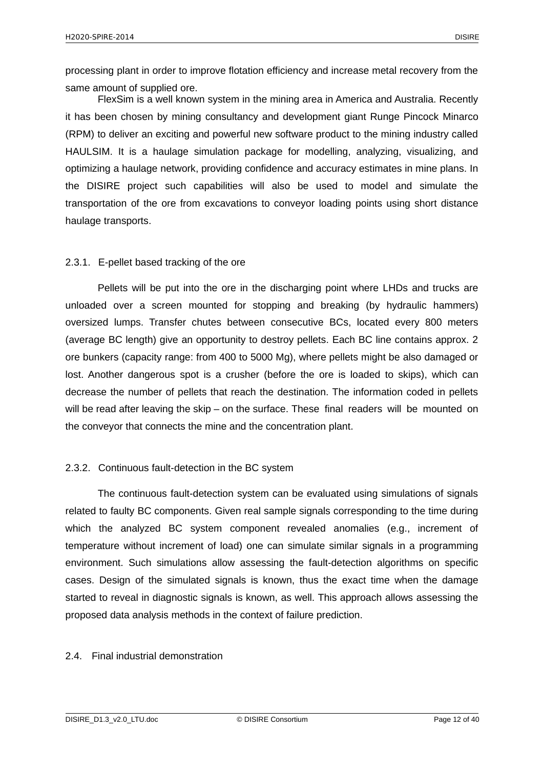processing plant in order to improve flotation efficiency and increase metal recovery from the same amount of supplied ore.

FlexSim is a well known system in the mining area in America and Australia. Recently it has been chosen by mining consultancy and development giant Runge Pincock Minarco (RPM) to deliver an exciting and powerful new software product to the mining industry called HAULSIM. It is a haulage simulation package for modelling, analyzing, visualizing, and optimizing a haulage network, providing confidence and accuracy estimates in mine plans. In the DISIRE project such capabilities will also be used to model and simulate the transportation of the ore from excavations to conveyor loading points using short distance haulage transports.

### 2.3.1. E-pellet based tracking of the ore

Pellets will be put into the ore in the discharging point where LHDs and trucks are unloaded over a screen mounted for stopping and breaking (by hydraulic hammers) oversized lumps. Transfer chutes between consecutive BCs, located every 800 meters (average BC length) give an opportunity to destroy pellets. Each BC line contains approx. 2 ore bunkers (capacity range: from 400 to 5000 Mg), where pellets might be also damaged or lost. Another dangerous spot is a crusher (before the ore is loaded to skips), which can decrease the number of pellets that reach the destination. The information coded in pellets will be read after leaving the skip – on the surface. These final readers will be mounted on the conveyor that connects the mine and the concentration plant.

### 2.3.2. Continuous fault-detection in the BC system

The continuous fault-detection system can be evaluated using simulations of signals related to faulty BC components. Given real sample signals corresponding to the time during which the analyzed BC system component revealed anomalies (e.g., increment of temperature without increment of load) one can simulate similar signals in a programming environment. Such simulations allow assessing the fault-detection algorithms on specific cases. Design of the simulated signals is known, thus the exact time when the damage started to reveal in diagnostic signals is known, as well. This approach allows assessing the proposed data analysis methods in the context of failure prediction.

## 2.4. Final industrial demonstration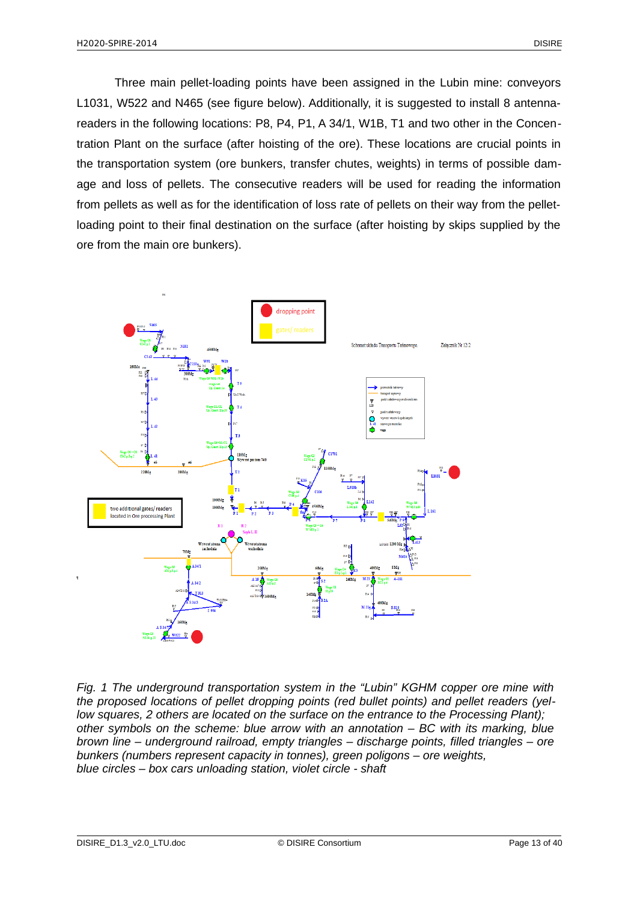Three main pellet-loading points have been assigned in the Lubin mine: conveyors L1031, W522 and N465 (see figure below). Additionally, it is suggested to install 8 antenna-readers in the following locations: P8, P4, P1, A 34/1, W1B, T1 and two other in the Concentration Plant on the surface (after hoisting of the ore). These locations are crucial points in the transportation system (ore bunkers, transfer chutes, weights) in terms of possible damage and loss of pellets. The consecutive readers will be used for reading the information from pellets as well as for the identification of loss rate of pellets on their way from the pellet-loading point to their final destination on the surface (after hoisting by skips supplied by the ore from the main ore bunkers).

*Fig. 1 The underground transportation system in the "Lubin" KGHM copper ore mine with the proposed locations of pellet dropping points (red bullet points) and pellet readers (yellow squares, 2 others are located on the surface on the entrance to the Processing Plant); other symbols on the scheme: blue arrow with an annotation – BC with its marking, blue brown line – underground railroad, empty triangles – discharge points, filled triangles – ore bunkers (numbers represent capacity in tonnes), green poligons – ore weights, blue circles – box cars unloading station, violet circle - shaft*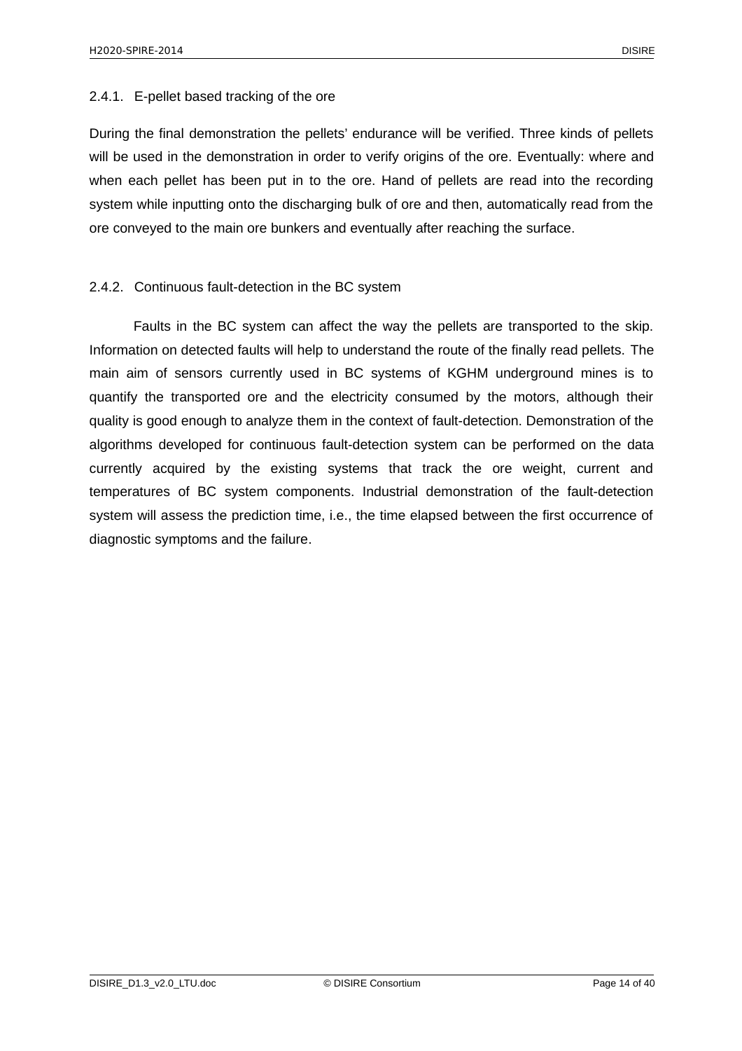#### 2.4.1. E-pellet based tracking of the ore

During the final demonstration the pellets' endurance will be verified. Three kinds of pellets will be used in the demonstration in order to verify origins of the ore. Eventually: where and when each pellet has been put in to the ore. Hand of pellets are read into the recording system while inputting onto the discharging bulk of ore and then, automatically read from the ore conveyed to the main ore bunkers and eventually after reaching the surface.

#### 2.4.2. Continuous fault-detection in the BC system

Faults in the BC system can affect the way the pellets are transported to the skip. Information on detected faults will help to understand the route of the finally read pellets. The main aim of sensors currently used in BC systems of KGHM underground mines is to quantify the transported ore and the electricity consumed by the motors, although their quality is good enough to analyze them in the context of fault-detection. Demonstration of the algorithms developed for continuous fault-detection system can be performed on the data currently acquired by the existing systems that track the ore weight, current and temperatures of BC system components. Industrial demonstration of the fault-detection system will assess the prediction time, i.e., the time elapsed between the first occurrence of diagnostic symptoms and the failure.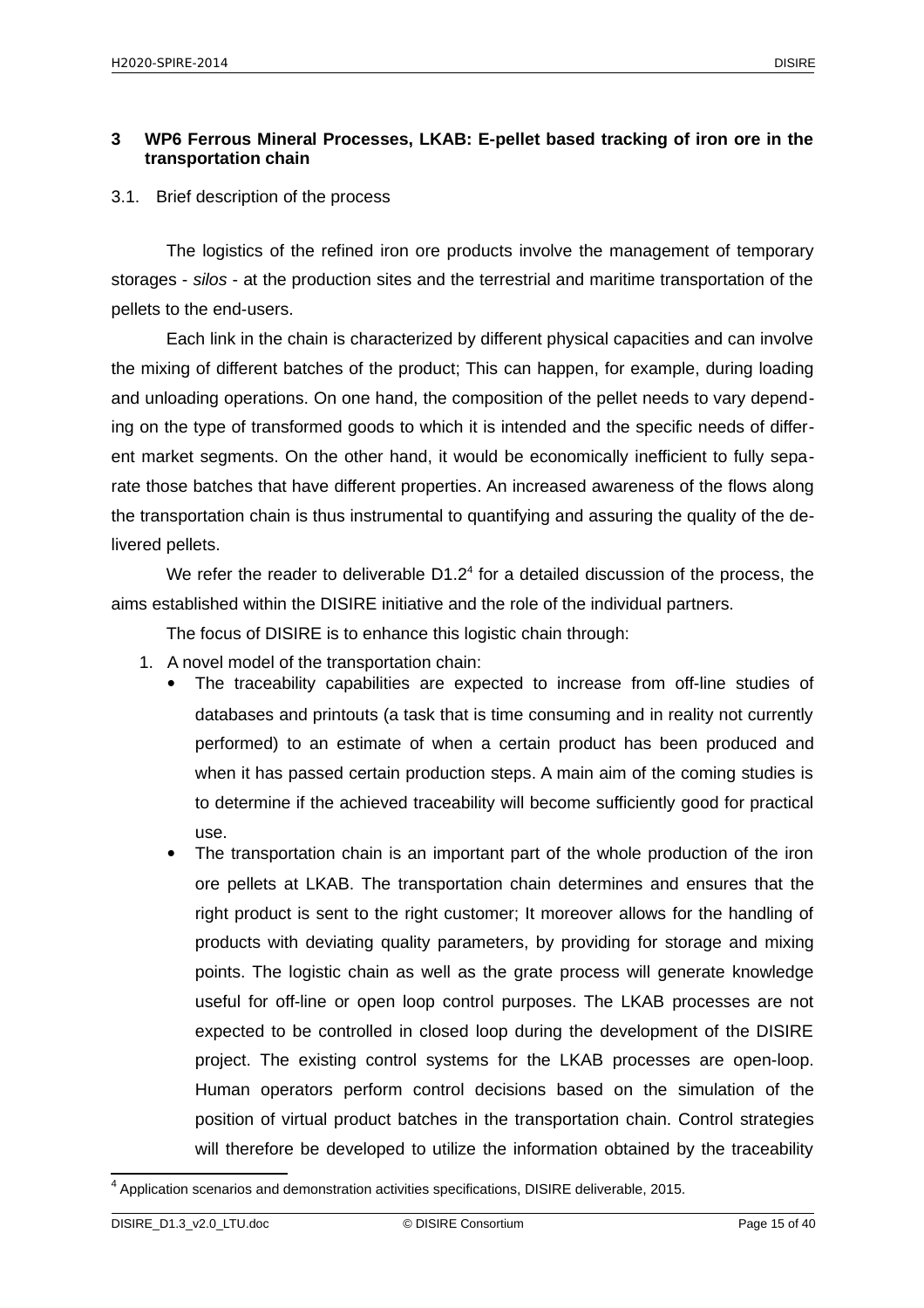## 3 WP6 Ferrous Mineral Processes, LKAB: E-pellet based tracking of iron ore in the transportation chain

### 3.1. Brief description of the process

The logistics of the refined iron ore products involve the management of temporary storages - *silos* - at the production sites and the terrestrial and maritime transportation of the pellets to the end-users.

Each link in the chain is characterized by different physical capacities and can involve the mixing of different batches of the product; This can happen, for example, during loading and unloading operations. On one hand, the composition of the pellet needs to vary depending on the type of transformed goods to which it is intended and the specific needs of different market segments. On the other hand, it would be economically inefficient to fully separate those batches that have different properties. An increased awareness of the flows along the transportation chain is thus instrumental to quantifying and assuring the quality of the delivered pellets.

We refer the reader to deliverable D1.2[4] for a detailed discussion of the process, the aims established within the DISIRE initiative and the role of the individual partners.

The focus of DISIRE is to enhance this logistic chain through:

1. A novel model of the transportation chain:
   - The traceability capabilities are expected to increase from off-line studies of databases and printouts (a task that is time consuming and in reality not currently performed) to an estimate of when a certain product has been produced and when it has passed certain production steps. A main aim of the coming studies is to determine if the achieved traceability will become sufficiently good for practical use.
   - The transportation chain is an important part of the whole production of the iron ore pellets at LKAB. The transportation chain determines and ensures that the right product is sent to the right customer; It moreover allows for the handling of products with deviating quality parameters, by providing for storage and mixing points. The logistic chain as well as the grate process will generate knowledge useful for off-line or open loop control purposes. The LKAB processes are not expected to be controlled in closed loop during the development of the DISIRE project. The existing control systems for the LKAB processes are open-loop. Human operators perform control decisions based on the simulation of the position of virtual product batches in the transportation chain. Control strategies will therefore be developed to utilize the information obtained by the traceability

[4] Application scenarios and demonstration activities specifications, DISIRE deliverable, 2015.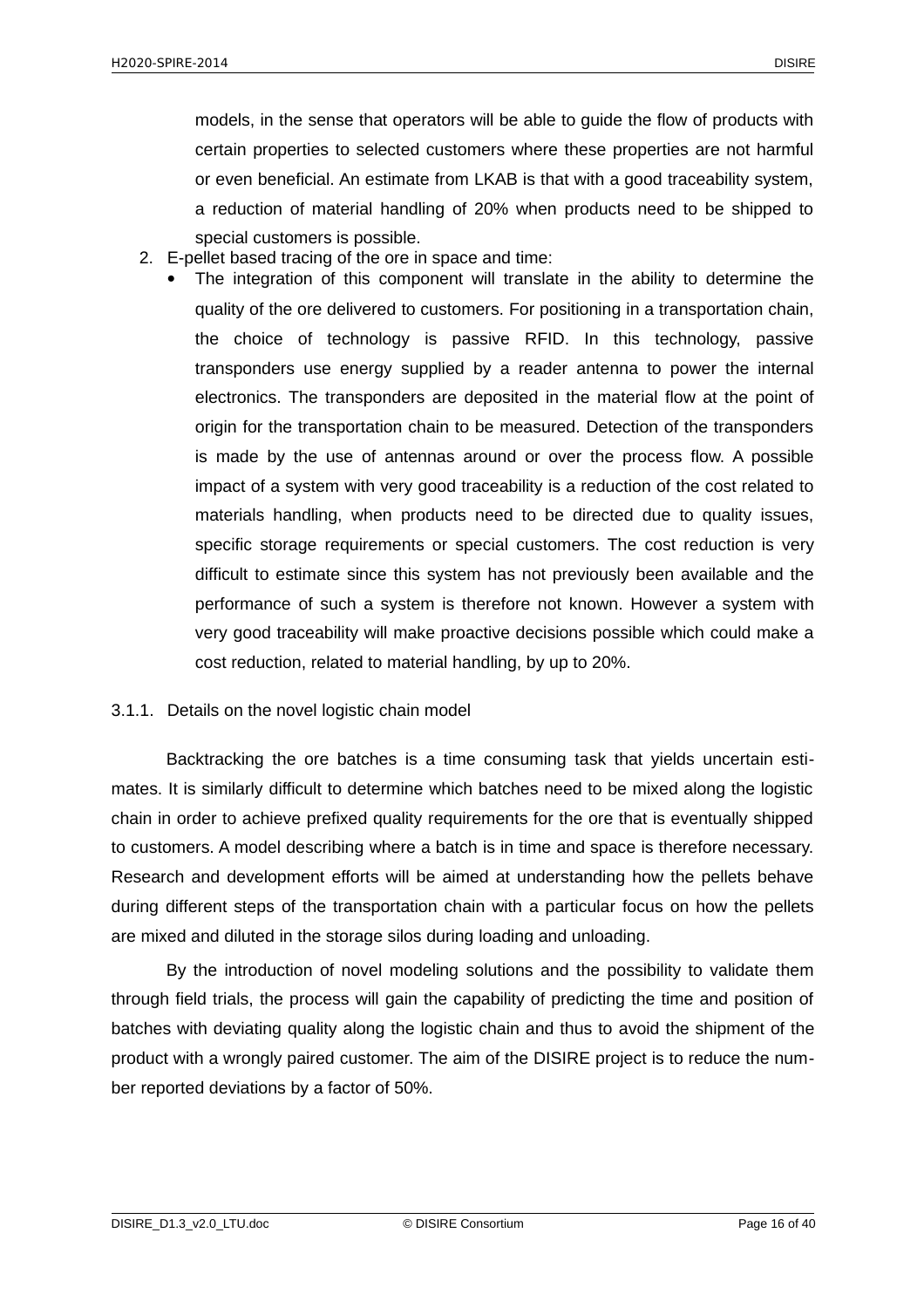models, in the sense that operators will be able to guide the flow of products with certain properties to selected customers where these properties are not harmful or even beneficial. An estimate from LKAB is that with a good traceability system, a reduction of material handling of 20% when products need to be shipped to special customers is possible.

2. E-pellet based tracing of the ore in space and time:
   - The integration of this component will translate in the ability to determine the quality of the ore delivered to customers. For positioning in a transportation chain, the choice of technology is passive RFID. In this technology, passive transponders use energy supplied by a reader antenna to power the internal electronics. The transponders are deposited in the material flow at the point of origin for the transportation chain to be measured. Detection of the transponders is made by the use of antennas around or over the process flow. A possible impact of a system with very good traceability is a reduction of the cost related to materials handling, when products need to be directed due to quality issues, specific storage requirements or special customers. The cost reduction is very difficult to estimate since this system has not previously been available and the performance of such a system is therefore not known. However a system with very good traceability will make proactive decisions possible which could make a cost reduction, related to material handling, by up to 20%.

### 3.1.1. Details on the novel logistic chain model

Backtracking the ore batches is a time consuming task that yields uncertain estimates. It is similarly difficult to determine which batches need to be mixed along the logistic chain in order to achieve prefixed quality requirements for the ore that is eventually shipped to customers. A model describing where a batch is in time and space is therefore necessary. Research and development efforts will be aimed at understanding how the pellets behave during different steps of the transportation chain with a particular focus on how the pellets are mixed and diluted in the storage silos during loading and unloading.

By the introduction of novel modeling solutions and the possibility to validate them through field trials, the process will gain the capability of predicting the time and position of batches with deviating quality along the logistic chain and thus to avoid the shipment of the product with a wrongly paired customer. The aim of the DISIRE project is to reduce the number reported deviations by a factor of 50%.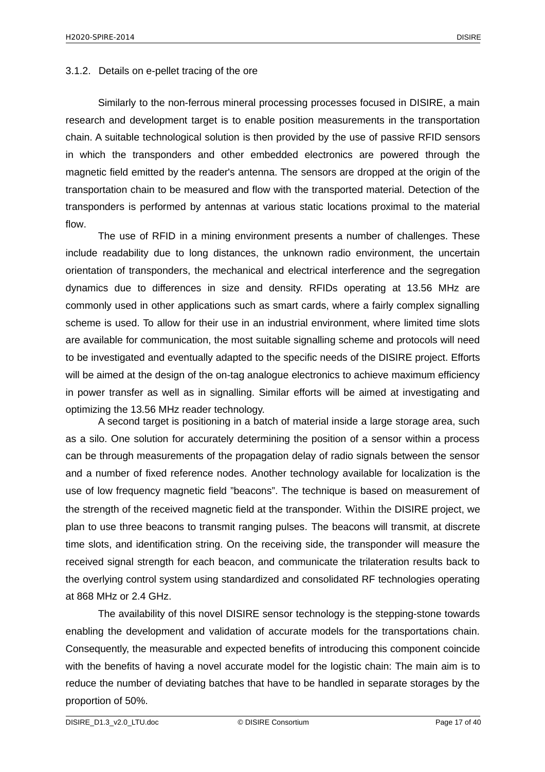### 3.1.2. Details on e-pellet tracing of the ore

Similarly to the non-ferrous mineral processing processes focused in DISIRE, a main research and development target is to enable position measurements in the transportation chain. A suitable technological solution is then provided by the use of passive RFID sensors in which the transponders and other embedded electronics are powered through the magnetic field emitted by the reader's antenna. The sensors are dropped at the origin of the transportation chain to be measured and flow with the transported material. Detection of the transponders is performed by antennas at various static locations proximal to the material flow.

The use of RFID in a mining environment presents a number of challenges. These include readability due to long distances, the unknown radio environment, the uncertain orientation of transponders, the mechanical and electrical interference and the segregation dynamics due to differences in size and density. RFIDs operating at 13.56 MHz are commonly used in other applications such as smart cards, where a fairly complex signalling scheme is used. To allow for their use in an industrial environment, where limited time slots are available for communication, the most suitable signalling scheme and protocols will need to be investigated and eventually adapted to the specific needs of the DISIRE project. Efforts will be aimed at the design of the on-tag analogue electronics to achieve maximum efficiency in power transfer as well as in signalling. Similar efforts will be aimed at investigating and optimizing the 13.56 MHz reader technology.

A second target is positioning in a batch of material inside a large storage area, such as a silo. One solution for accurately determining the position of a sensor within a process can be through measurements of the propagation delay of radio signals between the sensor and a number of fixed reference nodes. Another technology available for localization is the use of low frequency magnetic field ”beacons”. The technique is based on measurement of the strength of the received magnetic field at the transponder. Within the DISIRE project, we plan to use three beacons to transmit ranging pulses. The beacons will transmit, at discrete time slots, and identification string. On the receiving side, the transponder will measure the received signal strength for each beacon, and communicate the trilateration results back to the overlying control system using standardized and consolidated RF technologies operating at 868 MHz or 2.4 GHz.

The availability of this novel DISIRE sensor technology is the stepping-stone towards enabling the development and validation of accurate models for the transportations chain. Consequently, the measurable and expected benefits of introducing this component coincide with the benefits of having a novel accurate model for the logistic chain: The main aim is to reduce the number of deviating batches that have to be handled in separate storages by the proportion of 50%.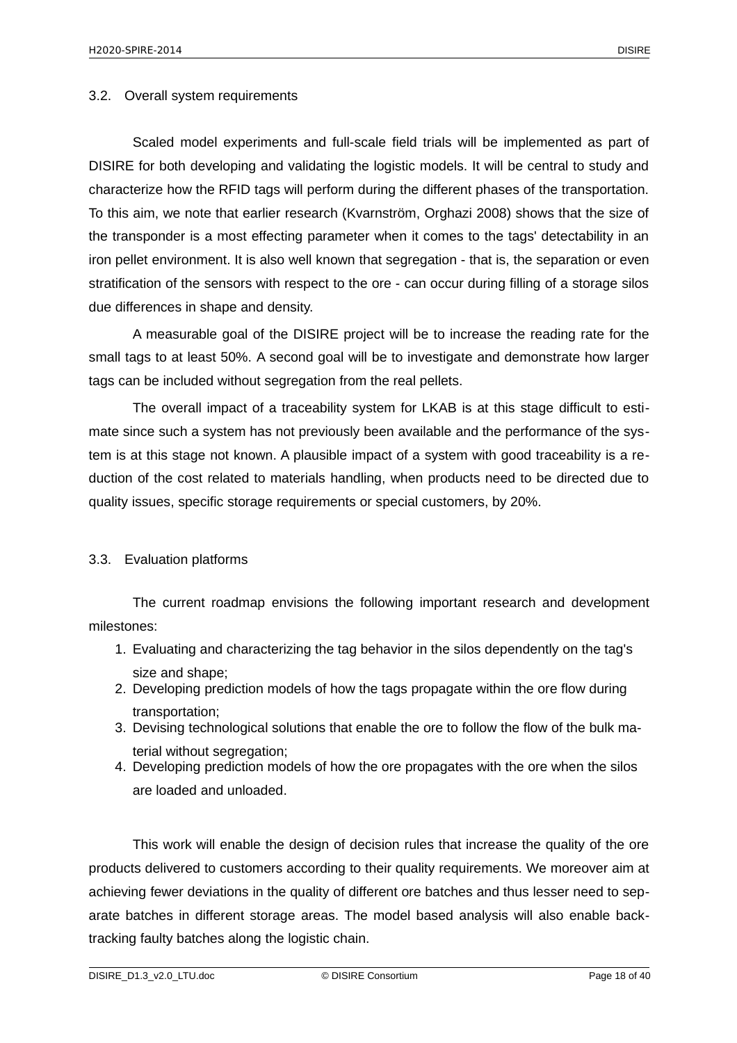## 3.2. Overall system requirements

Scaled model experiments and full-scale field trials will be implemented as part of DISIRE for both developing and validating the logistic models. It will be central to study and characterize how the RFID tags will perform during the different phases of the transportation. To this aim, we note that earlier research (Kvarnström, Orghazi 2008) shows that the size of the transponder is a most effecting parameter when it comes to the tags' detectability in an iron pellet environment. It is also well known that segregation - that is, the separation or even stratification of the sensors with respect to the ore - can occur during filling of a storage silos due differences in shape and density.

A measurable goal of the DISIRE project will be to increase the reading rate for the small tags to at least 50%. A second goal will be to investigate and demonstrate how larger tags can be included without segregation from the real pellets.

The overall impact of a traceability system for LKAB is at this stage difficult to estimate since such a system has not previously been available and the performance of the system is at this stage not known. A plausible impact of a system with good traceability is a reduction of the cost related to materials handling, when products need to be directed due to quality issues, specific storage requirements or special customers, by 20%.

## 3.3. Evaluation platforms

The current roadmap envisions the following important research and development milestones:

1. Evaluating and characterizing the tag behavior in the silos dependently on the tag's size and shape;
2. Developing prediction models of how the tags propagate within the ore flow during transportation;
3. Devising technological solutions that enable the ore to follow the flow of the bulk material without segregation;
4. Developing prediction models of how the ore propagates with the ore when the silos are loaded and unloaded.

This work will enable the design of decision rules that increase the quality of the ore products delivered to customers according to their quality requirements. We moreover aim at achieving fewer deviations in the quality of different ore batches and thus lesser need to separate batches in different storage areas. The model based analysis will also enable backtracking faulty batches along the logistic chain.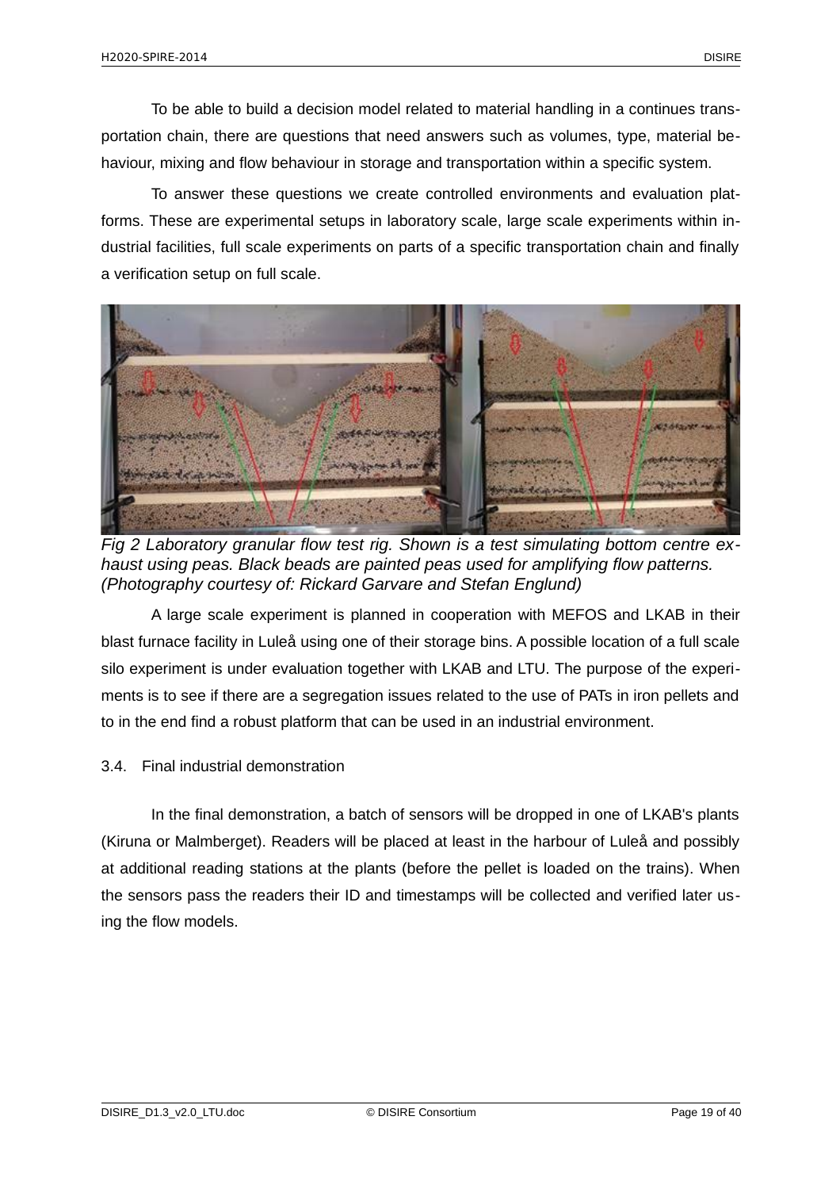To be able to build a decision model related to material handling in a continues transportation chain, there are questions that need answers such as volumes, type, material behaviour, mixing and flow behaviour in storage and transportation within a specific system.

To answer these questions we create controlled environments and evaluation platforms. These are experimental setups in laboratory scale, large scale experiments within industrial facilities, full scale experiments on parts of a specific transportation chain and finally a verification setup on full scale.

*Fig 2 Laboratory granular flow test rig. Shown is a test simulating bottom centre exhaust using peas. Black beads are painted peas used for amplifying flow patterns. (Photography courtesy of: Rickard Garvare and Stefan Englund)*

A large scale experiment is planned in cooperation with MEFOS and LKAB in their blast furnace facility in Luleå using one of their storage bins. A possible location of a full scale silo experiment is under evaluation together with LKAB and LTU. The purpose of the experiments is to see if there are a segregation issues related to the use of PATs in iron pellets and to in the end find a robust platform that can be used in an industrial environment.

## 3.4. Final industrial demonstration

In the final demonstration, a batch of sensors will be dropped in one of LKAB's plants (Kiruna or Malmberget). Readers will be placed at least in the harbour of Luleå and possibly at additional reading stations at the plants (before the pellet is loaded on the trains). When the sensors pass the readers their ID and timestamps will be collected and verified later using the flow models.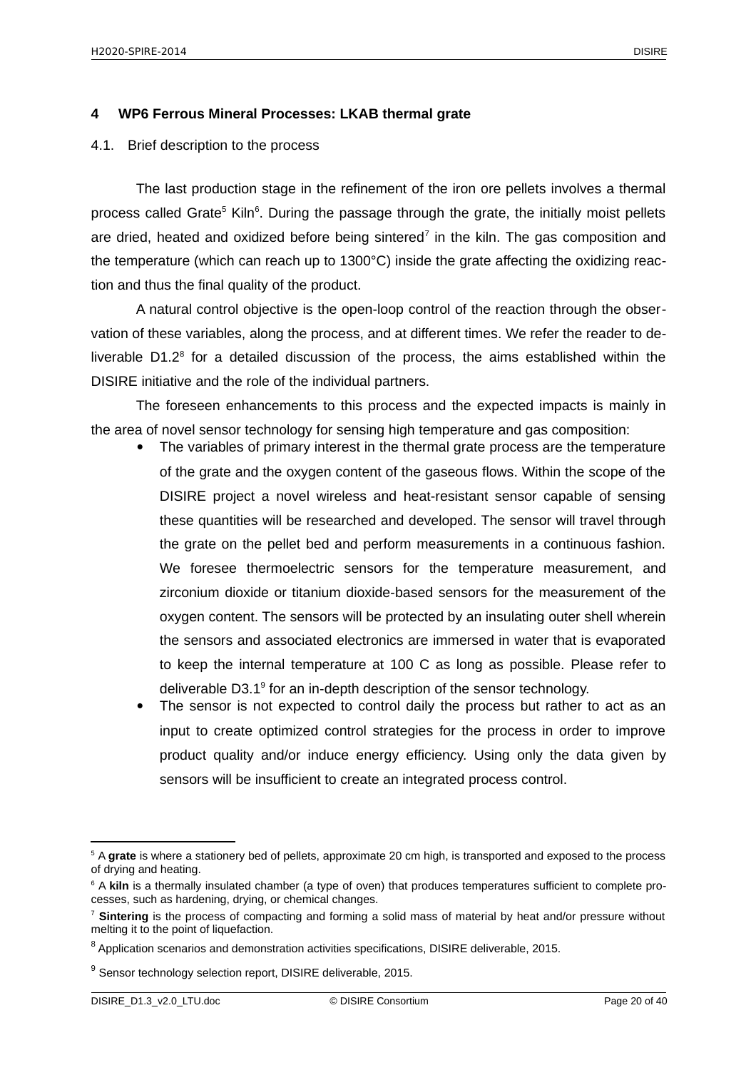## 4 WP6 Ferrous Mineral Processes: LKAB thermal grate

### 4.1. Brief description to the process

The last production stage in the refinement of the iron ore pellets involves a thermal process called Grate[5] Kiln[6]. During the passage through the grate, the initially moist pellets are dried, heated and oxidized before being sintered[7] in the kiln. The gas composition and the temperature (which can reach up to 1300°C) inside the grate affecting the oxidizing reaction and thus the final quality of the product.

A natural control objective is the open-loop control of the reaction through the observation of these variables, along the process, and at different times. We refer the reader to deliverable D1.2[8] for a detailed discussion of the process, the aims established within the DISIRE initiative and the role of the individual partners.

The foreseen enhancements to this process and the expected impacts is mainly in the area of novel sensor technology for sensing high temperature and gas composition:

- The variables of primary interest in the thermal grate process are the temperature of the grate and the oxygen content of the gaseous flows. Within the scope of the DISIRE project a novel wireless and heat-resistant sensor capable of sensing these quantities will be researched and developed. The sensor will travel through the grate on the pellet bed and perform measurements in a continuous fashion. We foresee thermoelectric sensors for the temperature measurement, and zirconium dioxide or titanium dioxide-based sensors for the measurement of the oxygen content. The sensors will be protected by an insulating outer shell wherein the sensors and associated electronics are immersed in water that is evaporated to keep the internal temperature at 100 C as long as possible. Please refer to deliverable D3.1[9] for an in-depth description of the sensor technology.
- The sensor is not expected to control daily the process but rather to act as an input to create optimized control strategies for the process in order to improve product quality and/or induce energy efficiency. Using only the data given by sensors will be insufficient to create an integrated process control.

---

[5] A **grate** is where a stationery bed of pellets, approximate 20 cm high, is transported and exposed to the process of drying and heating.

[6] A **kiln** is a thermally insulated chamber (a type of oven) that produces temperatures sufficient to complete processes, such as hardening, drying, or chemical changes.

[7] **Sintering** is the process of compacting and forming a solid mass of material by heat and/or pressure without melting it to the point of liquefaction.

[8] Application scenarios and demonstration activities specifications, DISIRE deliverable, 2015.

[9] Sensor technology selection report, DISIRE deliverable, 2015.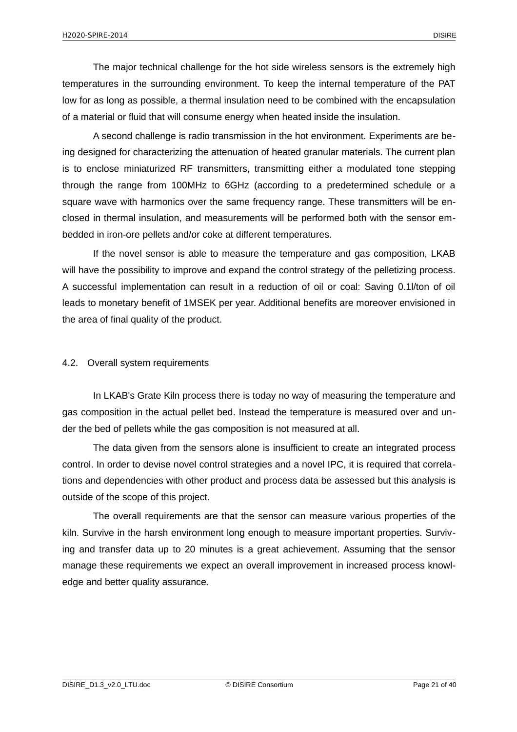The major technical challenge for the hot side wireless sensors is the extremely high temperatures in the surrounding environment. To keep the internal temperature of the PAT low for as long as possible, a thermal insulation need to be combined with the encapsulation of a material or fluid that will consume energy when heated inside the insulation.

A second challenge is radio transmission in the hot environment. Experiments are being designed for characterizing the attenuation of heated granular materials. The current plan is to enclose miniaturized RF transmitters, transmitting either a modulated tone stepping through the range from 100MHz to 6GHz (according to a predetermined schedule or a square wave with harmonics over the same frequency range. These transmitters will be enclosed in thermal insulation, and measurements will be performed both with the sensor embedded in iron-ore pellets and/or coke at different temperatures.

If the novel sensor is able to measure the temperature and gas composition, LKAB will have the possibility to improve and expand the control strategy of the pelletizing process. A successful implementation can result in a reduction of oil or coal: Saving 0.1l/ton of oil leads to monetary benefit of 1MSEK per year. Additional benefits are moreover envisioned in the area of final quality of the product.

## 4.2. Overall system requirements

In LKAB's Grate Kiln process there is today no way of measuring the temperature and gas composition in the actual pellet bed. Instead the temperature is measured over and under the bed of pellets while the gas composition is not measured at all.

The data given from the sensors alone is insufficient to create an integrated process control. In order to devise novel control strategies and a novel IPC, it is required that correlations and dependencies with other product and process data be assessed but this analysis is outside of the scope of this project.

The overall requirements are that the sensor can measure various properties of the kiln. Survive in the harsh environment long enough to measure important properties. Surviving and transfer data up to 20 minutes is a great achievement. Assuming that the sensor manage these requirements we expect an overall improvement in increased process knowledge and better quality assurance.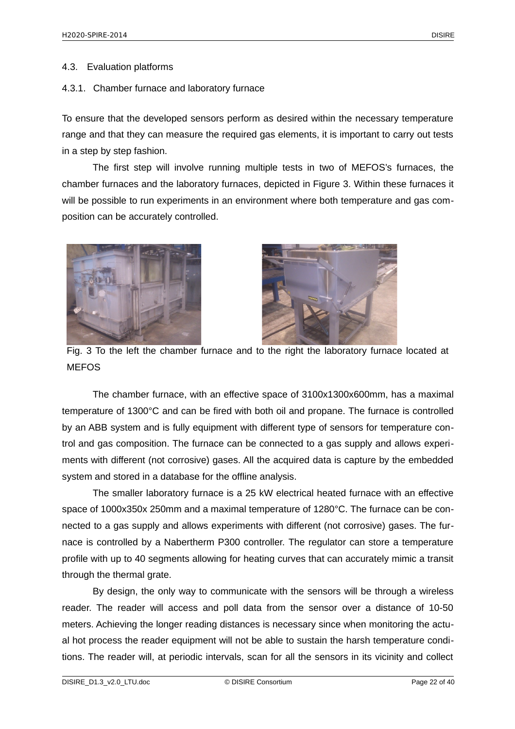## 4.3. Evaluation platforms

### 4.3.1. Chamber furnace and laboratory furnace

To ensure that the developed sensors perform as desired within the necessary temperature range and that they can measure the required gas elements, it is important to carry out tests in a step by step fashion.

The first step will involve running multiple tests in two of MEFOS's furnaces, the chamber furnaces and the laboratory furnaces, depicted in Figure 3. Within these furnaces it will be possible to run experiments in an environment where both temperature and gas composition can be accurately controlled.

Fig. 3 To the left the chamber furnace and to the right the laboratory furnace located at MEFOS

The chamber furnace, with an effective space of 3100x1300x600mm, has a maximal temperature of 1300°C and can be fired with both oil and propane. The furnace is controlled by an ABB system and is fully equipment with different type of sensors for temperature control and gas composition. The furnace can be connected to a gas supply and allows experiments with different (not corrosive) gases. All the acquired data is capture by the embedded system and stored in a database for the offline analysis.

The smaller laboratory furnace is a 25 kW electrical heated furnace with an effective space of 1000x350x 250mm and a maximal temperature of 1280°C. The furnace can be connected to a gas supply and allows experiments with different (not corrosive) gases. The furnace is controlled by a Nabertherm P300 controller. The regulator can store a temperature profile with up to 40 segments allowing for heating curves that can accurately mimic a transit through the thermal grate.

By design, the only way to communicate with the sensors will be through a wireless reader. The reader will access and poll data from the sensor over a distance of 10-50 meters. Achieving the longer reading distances is necessary since when monitoring the actual hot process the reader equipment will not be able to sustain the harsh temperature conditions. The reader will, at periodic intervals, scan for all the sensors in its vicinity and collect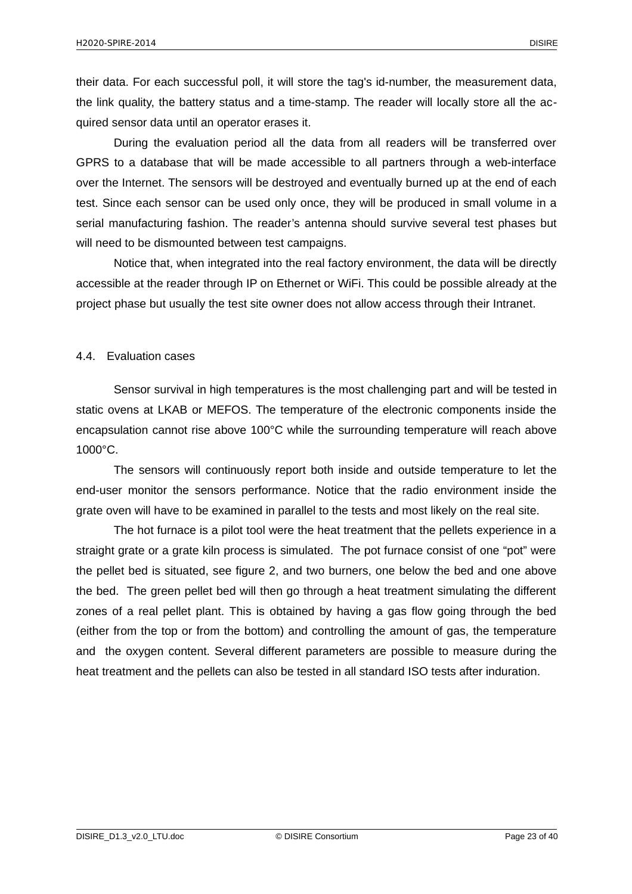their data. For each successful poll, it will store the tag's id-number, the measurement data, the link quality, the battery status and a time-stamp. The reader will locally store all the acquired sensor data until an operator erases it.

During the evaluation period all the data from all readers will be transferred over GPRS to a database that will be made accessible to all partners through a web-interface over the Internet. The sensors will be destroyed and eventually burned up at the end of each test. Since each sensor can be used only once, they will be produced in small volume in a serial manufacturing fashion. The reader's antenna should survive several test phases but will need to be dismounted between test campaigns.

Notice that, when integrated into the real factory environment, the data will be directly accessible at the reader through IP on Ethernet or WiFi. This could be possible already at the project phase but usually the test site owner does not allow access through their Intranet.

## 4.4. Evaluation cases

Sensor survival in high temperatures is the most challenging part and will be tested in static ovens at LKAB or MEFOS. The temperature of the electronic components inside the encapsulation cannot rise above 100°C while the surrounding temperature will reach above 1000°C.

The sensors will continuously report both inside and outside temperature to let the end-user monitor the sensors performance. Notice that the radio environment inside the grate oven will have to be examined in parallel to the tests and most likely on the real site.

The hot furnace is a pilot tool were the heat treatment that the pellets experience in a straight grate or a grate kiln process is simulated. The pot furnace consist of one "pot" were the pellet bed is situated, see figure 2, and two burners, one below the bed and one above the bed. The green pellet bed will then go through a heat treatment simulating the different zones of a real pellet plant. This is obtained by having a gas flow going through the bed (either from the top or from the bottom) and controlling the amount of gas, the temperature and the oxygen content. Several different parameters are possible to measure during the heat treatment and the pellets can also be tested in all standard ISO tests after induration.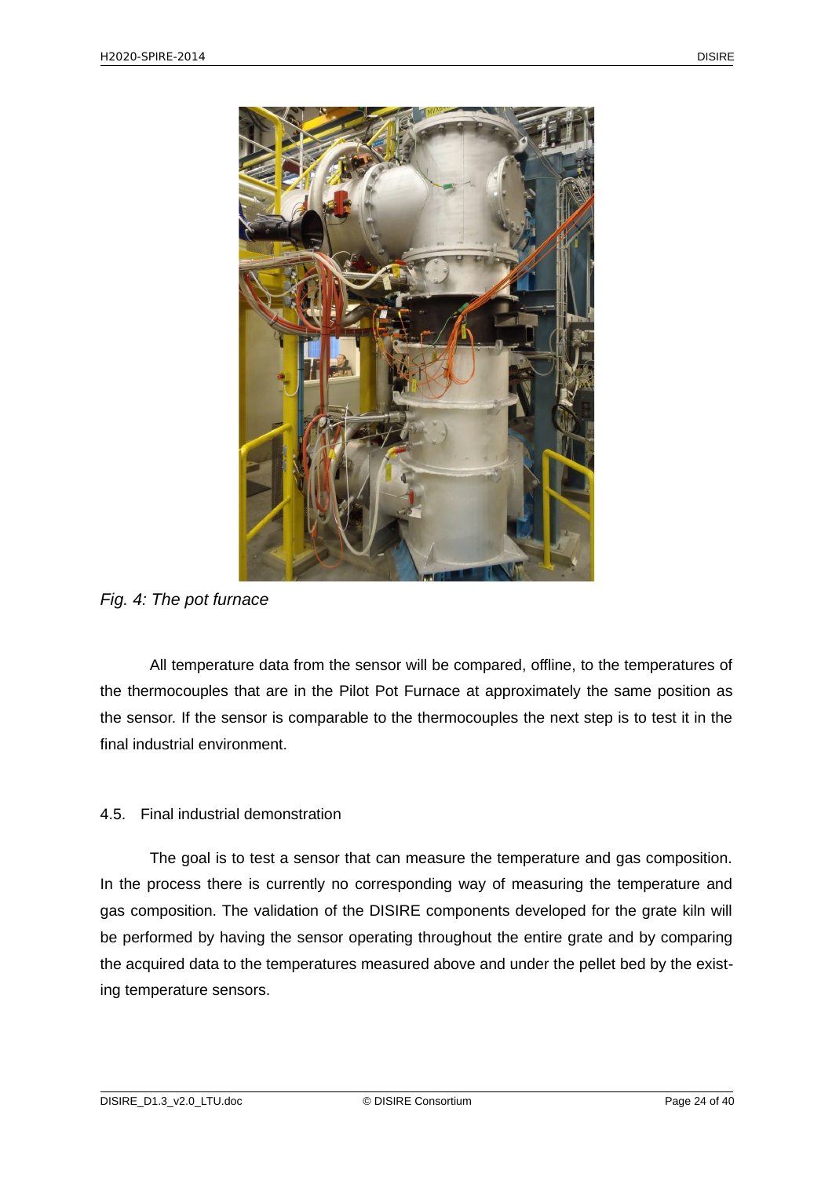*Fig. 4: The pot furnace*

All temperature data from the sensor will be compared, offline, to the temperatures of the thermocouples that are in the Pilot Pot Furnace at approximately the same position as the sensor. If the sensor is comparable to the thermocouples the next step is to test it in the final industrial environment.

### 4.5. Final industrial demonstration

The goal is to test a sensor that can measure the temperature and gas composition. In the process there is currently no corresponding way of measuring the temperature and gas composition. The validation of the DISIRE components developed for the grate kiln will be performed by having the sensor operating throughout the entire grate and by comparing the acquired data to the temperatures measured above and under the pellet bed by the existing temperature sensors.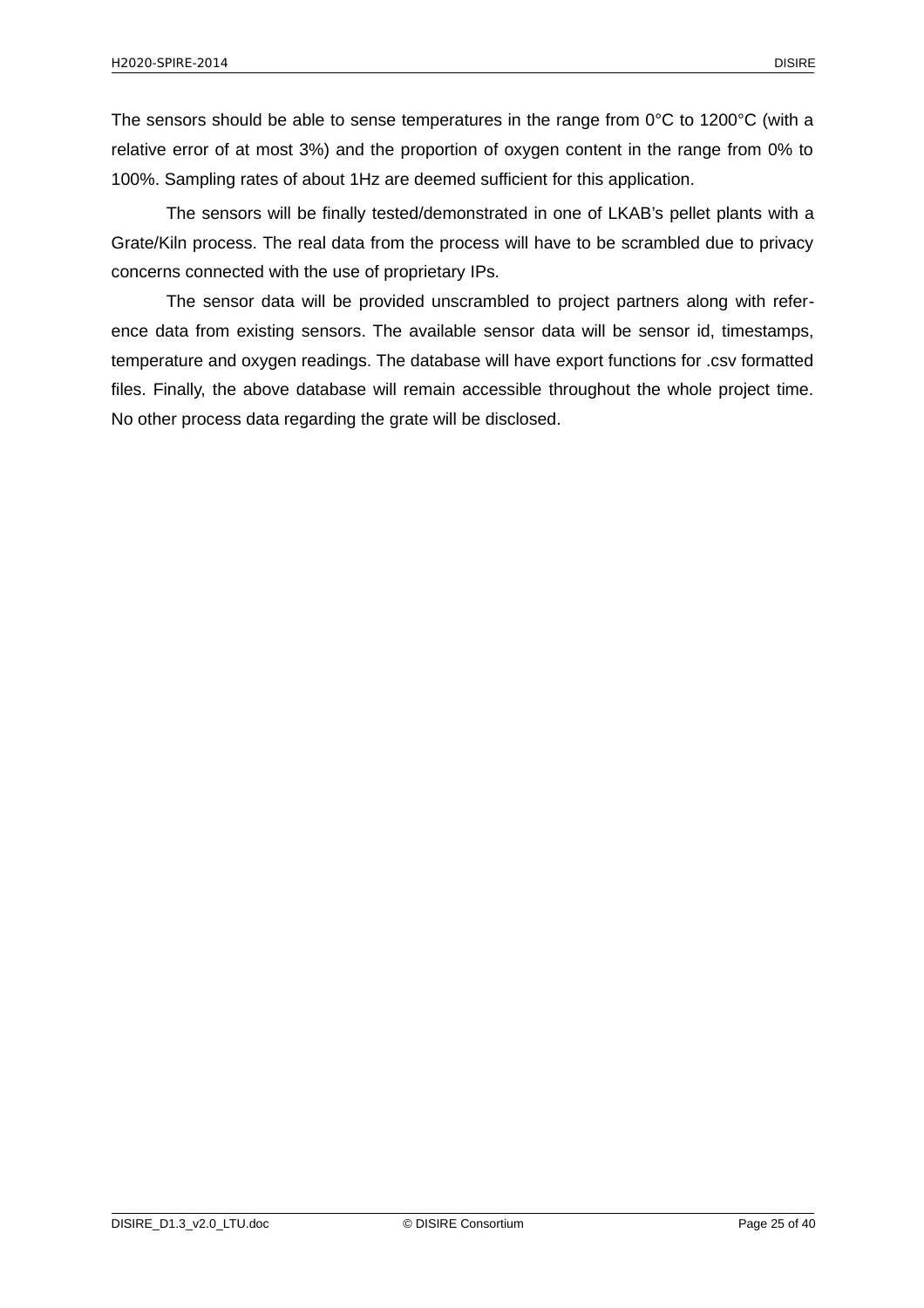The sensors should be able to sense temperatures in the range from 0°C to 1200°C (with a relative error of at most 3%) and the proportion of oxygen content in the range from 0% to 100%. Sampling rates of about 1Hz are deemed sufficient for this application.

The sensors will be finally tested/demonstrated in one of LKAB's pellet plants with a Grate/Kiln process. The real data from the process will have to be scrambled due to privacy concerns connected with the use of proprietary IPs.

The sensor data will be provided unscrambled to project partners along with reference data from existing sensors. The available sensor data will be sensor id, timestamps, temperature and oxygen readings. The database will have export functions for .csv formatted files. Finally, the above database will remain accessible throughout the whole project time. No other process data regarding the grate will be disclosed.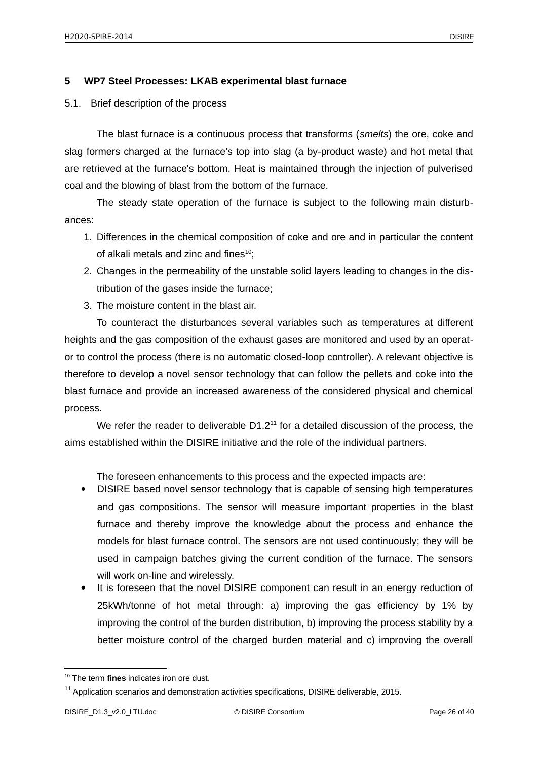# 5 WP7 Steel Processes: LKAB experimental blast furnace

## 5.1. Brief description of the process

The blast furnace is a continuous process that transforms (*smelts*) the ore, coke and slag formers charged at the furnace's top into slag (a by-product waste) and hot metal that are retrieved at the furnace's bottom. Heat is maintained through the injection of pulverised coal and the blowing of blast from the bottom of the furnace.

The steady state operation of the furnace is subject to the following main disturbances:

1. Differences in the chemical composition of coke and ore and in particular the content of alkali metals and zinc and fines[10];
2. Changes in the permeability of the unstable solid layers leading to changes in the distribution of the gases inside the furnace;
3. The moisture content in the blast air.

To counteract the disturbances several variables such as temperatures at different heights and the gas composition of the exhaust gases are monitored and used by an operator to control the process (there is no automatic closed-loop controller). A relevant objective is therefore to develop a novel sensor technology that can follow the pellets and coke into the blast furnace and provide an increased awareness of the considered physical and chemical process.

We refer the reader to deliverable D1.2[11] for a detailed discussion of the process, the aims established within the DISIRE initiative and the role of the individual partners.

The foreseen enhancements to this process and the expected impacts are:

- DISIRE based novel sensor technology that is capable of sensing high temperatures and gas compositions. The sensor will measure important properties in the blast furnace and thereby improve the knowledge about the process and enhance the models for blast furnace control. The sensors are not used continuously; they will be used in campaign batches giving the current condition of the furnace. The sensors will work on-line and wirelessly.
- It is foreseen that the novel DISIRE component can result in an energy reduction of 25kWh/tonne of hot metal through: a) improving the gas efficiency by 1% by improving the control of the burden distribution, b) improving the process stability by a better moisture control of the charged burden material and c) improving the overall

[10] The term **fines** indicates iron ore dust.

[11] Application scenarios and demonstration activities specifications, DISIRE deliverable, 2015.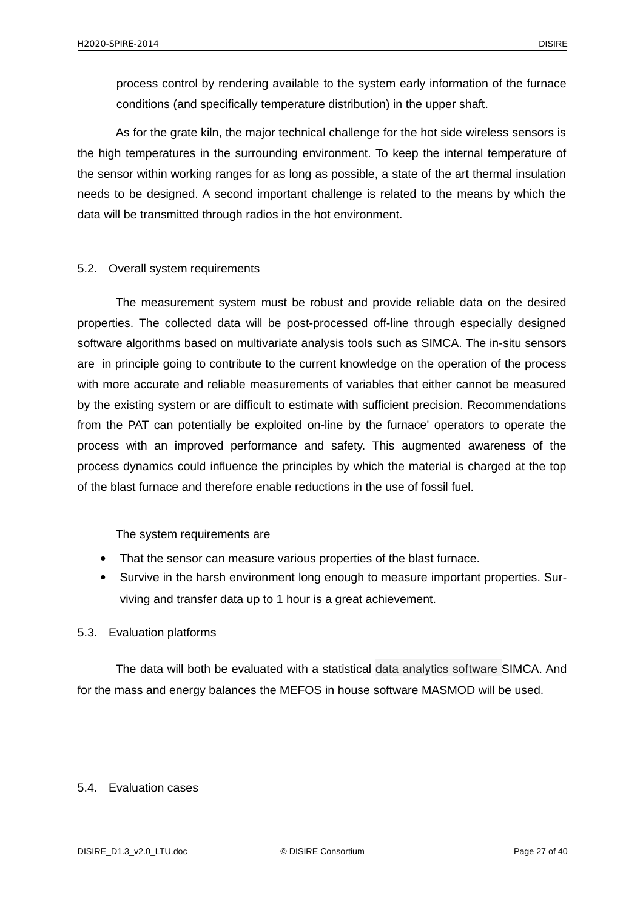process control by rendering available to the system early information of the furnace conditions (and specifically temperature distribution) in the upper shaft.

As for the grate kiln, the major technical challenge for the hot side wireless sensors is the high temperatures in the surrounding environment. To keep the internal temperature of the sensor within working ranges for as long as possible, a state of the art thermal insulation needs to be designed. A second important challenge is related to the means by which the data will be transmitted through radios in the hot environment.

## 5.2. Overall system requirements

The measurement system must be robust and provide reliable data on the desired properties. The collected data will be post-processed off-line through especially designed software algorithms based on multivariate analysis tools such as SIMCA. The in-situ sensors are in principle going to contribute to the current knowledge on the operation of the process with more accurate and reliable measurements of variables that either cannot be measured by the existing system or are difficult to estimate with sufficient precision. Recommendations from the PAT can potentially be exploited on-line by the furnace' operators to operate the process with an improved performance and safety. This augmented awareness of the process dynamics could influence the principles by which the material is charged at the top of the blast furnace and therefore enable reductions in the use of fossil fuel.

The system requirements are

- That the sensor can measure various properties of the blast furnace.
- Survive in the harsh environment long enough to measure important properties. Surviving and transfer data up to 1 hour is a great achievement.

## 5.3. Evaluation platforms

The data will both be evaluated with a statistical data analytics software SIMCA. And for the mass and energy balances the MEFOS in house software MASMOD will be used.

## 5.4. Evaluation cases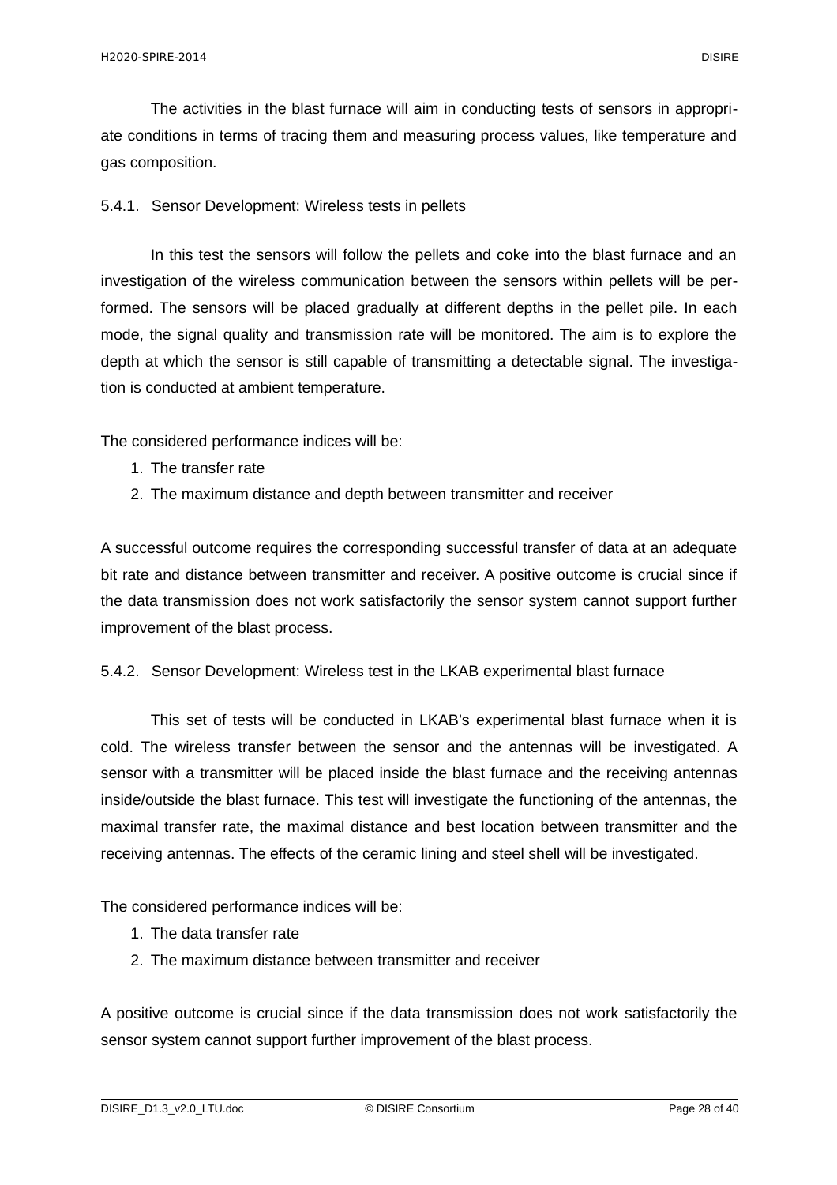The activities in the blast furnace will aim in conducting tests of sensors in appropriate conditions in terms of tracing them and measuring process values, like temperature and gas composition.

### 5.4.1. Sensor Development: Wireless tests in pellets

In this test the sensors will follow the pellets and coke into the blast furnace and an investigation of the wireless communication between the sensors within pellets will be performed. The sensors will be placed gradually at different depths in the pellet pile. In each mode, the signal quality and transmission rate will be monitored. The aim is to explore the depth at which the sensor is still capable of transmitting a detectable signal. The investigation is conducted at ambient temperature.

The considered performance indices will be:

1. The transfer rate
2. The maximum distance and depth between transmitter and receiver

A successful outcome requires the corresponding successful transfer of data at an adequate bit rate and distance between transmitter and receiver. A positive outcome is crucial since if the data transmission does not work satisfactorily the sensor system cannot support further improvement of the blast process.

### 5.4.2. Sensor Development: Wireless test in the LKAB experimental blast furnace

This set of tests will be conducted in LKAB's experimental blast furnace when it is cold. The wireless transfer between the sensor and the antennas will be investigated. A sensor with a transmitter will be placed inside the blast furnace and the receiving antennas inside/outside the blast furnace. This test will investigate the functioning of the antennas, the maximal transfer rate, the maximal distance and best location between transmitter and the receiving antennas. The effects of the ceramic lining and steel shell will be investigated.

The considered performance indices will be:

1. The data transfer rate
2. The maximum distance between transmitter and receiver

A positive outcome is crucial since if the data transmission does not work satisfactorily the sensor system cannot support further improvement of the blast process.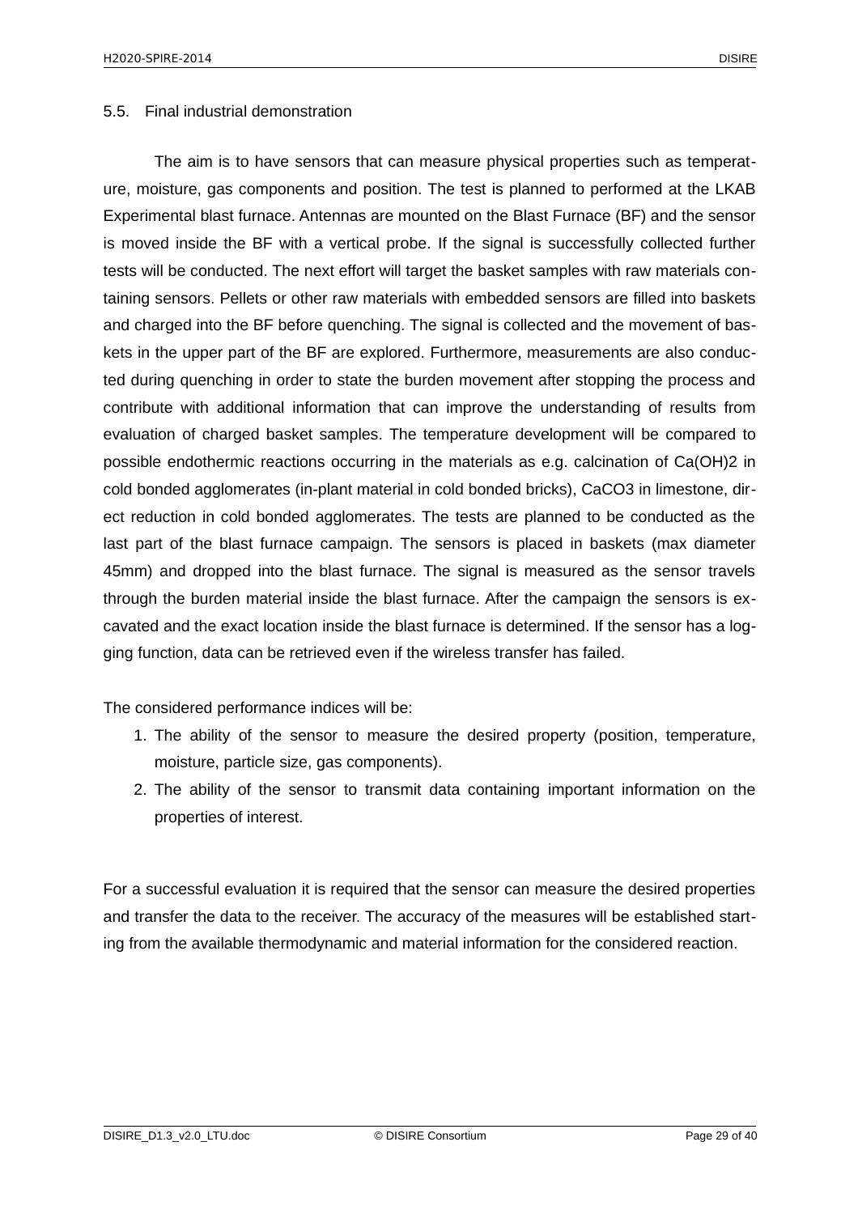## 5.5. Final industrial demonstration

The aim is to have sensors that can measure physical properties such as temperature, moisture, gas components and position. The test is planned to performed at the LKAB Experimental blast furnace. Antennas are mounted on the Blast Furnace (BF) and the sensor is moved inside the BF with a vertical probe. If the signal is successfully collected further tests will be conducted. The next effort will target the basket samples with raw materials containing sensors. Pellets or other raw materials with embedded sensors are filled into baskets and charged into the BF before quenching. The signal is collected and the movement of baskets in the upper part of the BF are explored. Furthermore, measurements are also conducted during quenching in order to state the burden movement after stopping the process and contribute with additional information that can improve the understanding of results from evaluation of charged basket samples. The temperature development will be compared to possible endothermic reactions occurring in the materials as e.g. calcination of $Ca(OH)_2$ in cold bonded agglomerates (in-plant material in cold bonded bricks), $CaCO_3$ in limestone, direct reduction in cold bonded agglomerates. The tests are planned to be conducted as the last part of the blast furnace campaign. The sensors is placed in baskets (max diameter 45mm) and dropped into the blast furnace. The signal is measured as the sensor travels through the burden material inside the blast furnace. After the campaign the sensors is excavated and the exact location inside the blast furnace is determined. If the sensor has a logging function, data can be retrieved even if the wireless transfer has failed.

The considered performance indices will be:

1. The ability of the sensor to measure the desired property (position, temperature, moisture, particle size, gas components).
2. The ability of the sensor to transmit data containing important information on the properties of interest.

For a successful evaluation it is required that the sensor can measure the desired properties and transfer the data to the receiver. The accuracy of the measures will be established starting from the available thermodynamic and material information for the considered reaction.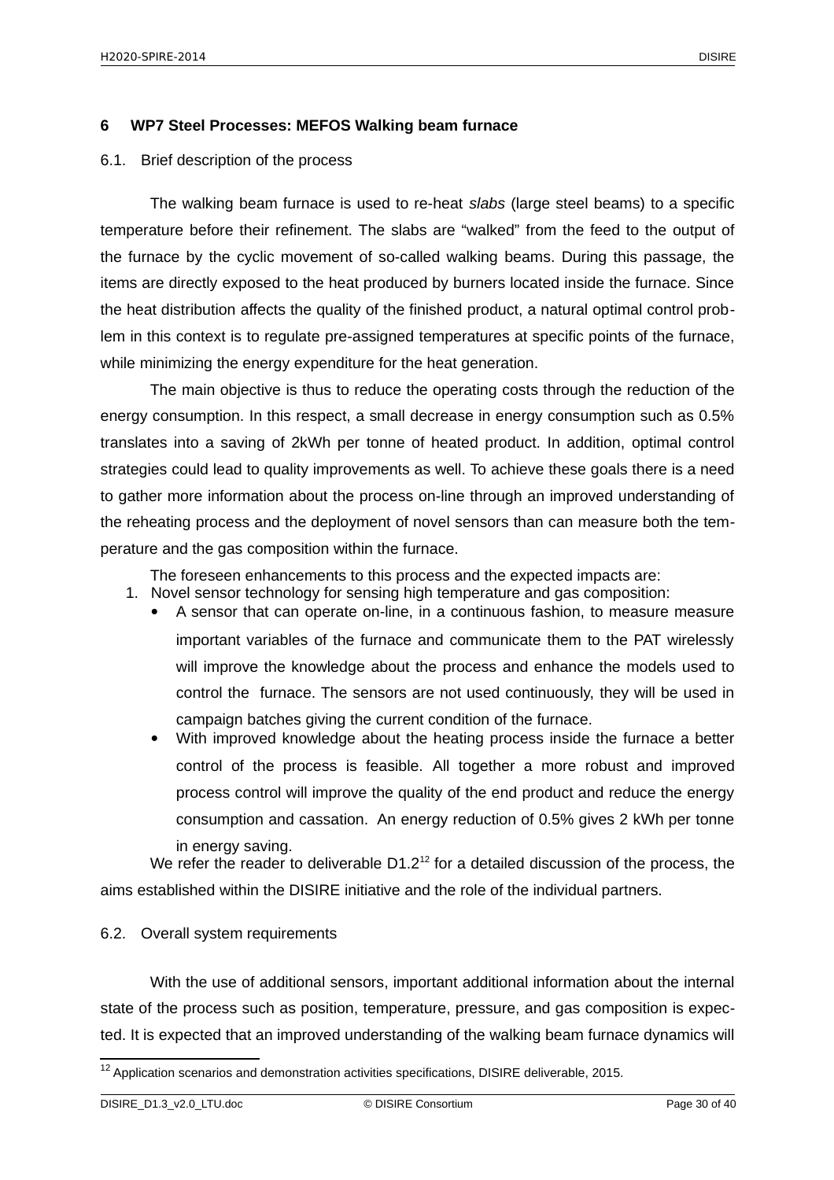# 6 WP7 Steel Processes: MEFOS Walking beam furnace

## 6.1. Brief description of the process

The walking beam furnace is used to re-heat *slabs* (large steel beams) to a specific temperature before their refinement. The slabs are "walked" from the feed to the output of the furnace by the cyclic movement of so-called walking beams. During this passage, the items are directly exposed to the heat produced by burners located inside the furnace. Since the heat distribution affects the quality of the finished product, a natural optimal control problem in this context is to regulate pre-assigned temperatures at specific points of the furnace, while minimizing the energy expenditure for the heat generation.

The main objective is thus to reduce the operating costs through the reduction of the energy consumption. In this respect, a small decrease in energy consumption such as 0.5% translates into a saving of 2kWh per tonne of heated product. In addition, optimal control strategies could lead to quality improvements as well. To achieve these goals there is a need to gather more information about the process on-line through an improved understanding of the reheating process and the deployment of novel sensors than can measure both the temperature and the gas composition within the furnace.

The foreseen enhancements to this process and the expected impacts are:

1. Novel sensor technology for sensing high temperature and gas composition:
   - A sensor that can operate on-line, in a continuous fashion, to measure measure important variables of the furnace and communicate them to the PAT wirelessly will improve the knowledge about the process and enhance the models used to control the furnace. The sensors are not used continuously, they will be used in campaign batches giving the current condition of the furnace.
   - With improved knowledge about the heating process inside the furnace a better control of the process is feasible. All together a more robust and improved process control will improve the quality of the end product and reduce the energy consumption and cassation. An energy reduction of 0.5% gives 2 kWh per tonne in energy saving.

We refer the reader to deliverable D1.2[12] for a detailed discussion of the process, the aims established within the DISIRE initiative and the role of the individual partners.

## 6.2. Overall system requirements

With the use of additional sensors, important additional information about the internal state of the process such as position, temperature, pressure, and gas composition is expected. It is expected that an improved understanding of the walking beam furnace dynamics will

[12] Application scenarios and demonstration activities specifications, DISIRE deliverable, 2015.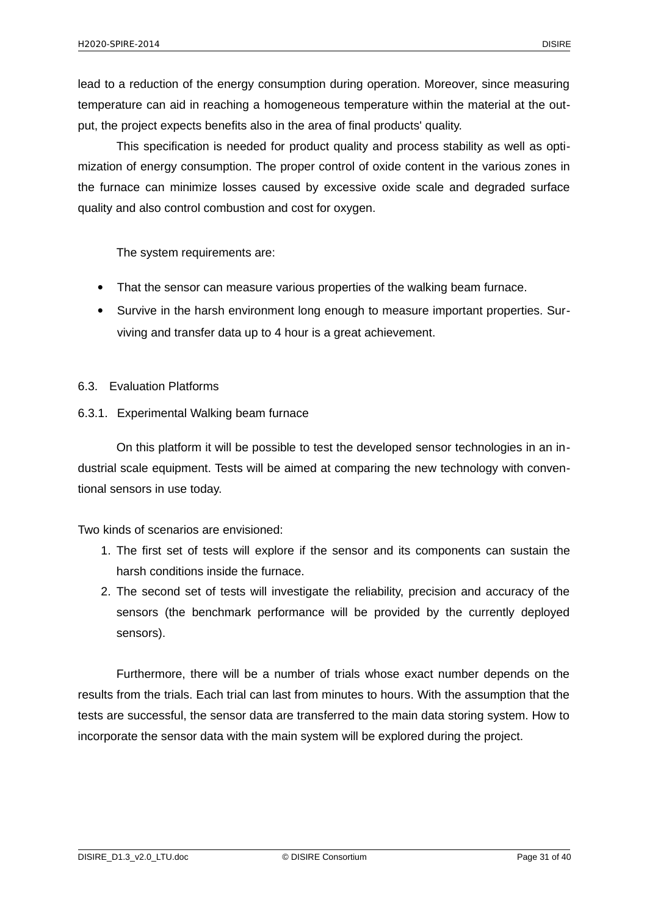lead to a reduction of the energy consumption during operation. Moreover, since measuring temperature can aid in reaching a homogeneous temperature within the material at the output, the project expects benefits also in the area of final products' quality.

This specification is needed for product quality and process stability as well as optimization of energy consumption. The proper control of oxide content in the various zones in the furnace can minimize losses caused by excessive oxide scale and degraded surface quality and also control combustion and cost for oxygen.

The system requirements are:

- That the sensor can measure various properties of the walking beam furnace.
- Survive in the harsh environment long enough to measure important properties. Surviving and transfer data up to 4 hour is a great achievement.

## 6.3. Evaluation Platforms

### 6.3.1. Experimental Walking beam furnace

On this platform it will be possible to test the developed sensor technologies in an industrial scale equipment. Tests will be aimed at comparing the new technology with conventional sensors in use today.

Two kinds of scenarios are envisioned:

1. The first set of tests will explore if the sensor and its components can sustain the harsh conditions inside the furnace.
2. The second set of tests will investigate the reliability, precision and accuracy of the sensors (the benchmark performance will be provided by the currently deployed sensors).

Furthermore, there will be a number of trials whose exact number depends on the results from the trials. Each trial can last from minutes to hours. With the assumption that the tests are successful, the sensor data are transferred to the main data storing system. How to incorporate the sensor data with the main system will be explored during the project.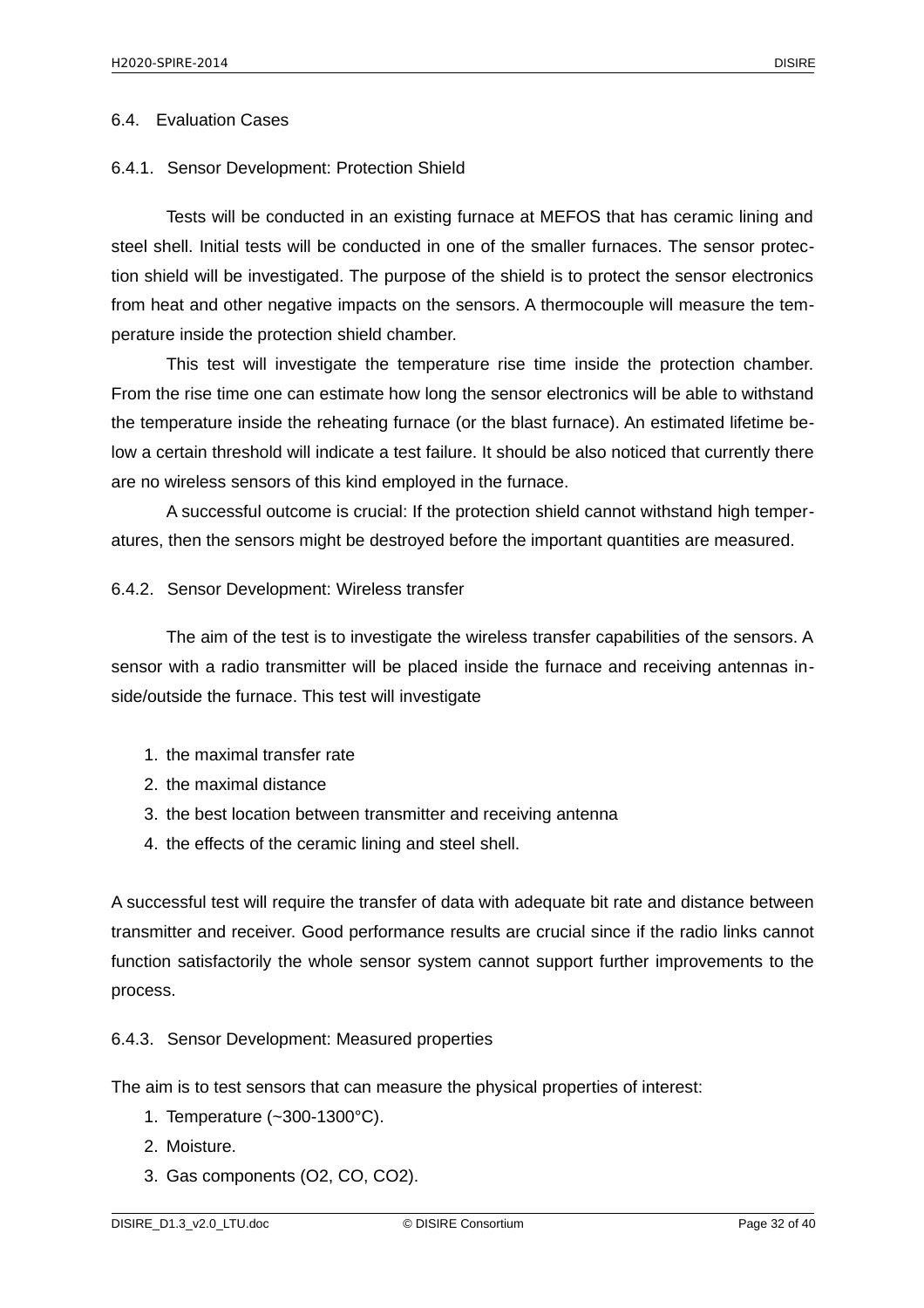## 6.4. Evaluation Cases

### 6.4.1. Sensor Development: Protection Shield

Tests will be conducted in an existing furnace at MEFOS that has ceramic lining and steel shell. Initial tests will be conducted in one of the smaller furnaces. The sensor protection shield will be investigated. The purpose of the shield is to protect the sensor electronics from heat and other negative impacts on the sensors. A thermocouple will measure the temperature inside the protection shield chamber.

This test will investigate the temperature rise time inside the protection chamber. From the rise time one can estimate how long the sensor electronics will be able to withstand the temperature inside the reheating furnace (or the blast furnace). An estimated lifetime below a certain threshold will indicate a test failure. It should be also noticed that currently there are no wireless sensors of this kind employed in the furnace.

A successful outcome is crucial: If the protection shield cannot withstand high temperatures, then the sensors might be destroyed before the important quantities are measured.

### 6.4.2. Sensor Development: Wireless transfer

The aim of the test is to investigate the wireless transfer capabilities of the sensors. A sensor with a radio transmitter will be placed inside the furnace and receiving antennas inside/outside the furnace. This test will investigate

1. the maximal transfer rate
2. the maximal distance
3. the best location between transmitter and receiving antenna
4. the effects of the ceramic lining and steel shell.

A successful test will require the transfer of data with adequate bit rate and distance between transmitter and receiver. Good performance results are crucial since if the radio links cannot function satisfactorily the whole sensor system cannot support further improvements to the process.

### 6.4.3. Sensor Development: Measured properties

The aim is to test sensors that can measure the physical properties of interest:

1. Temperature (~300-1300°C).
2. Moisture.
3. Gas components ($O_2$, $CO$, $CO_2$).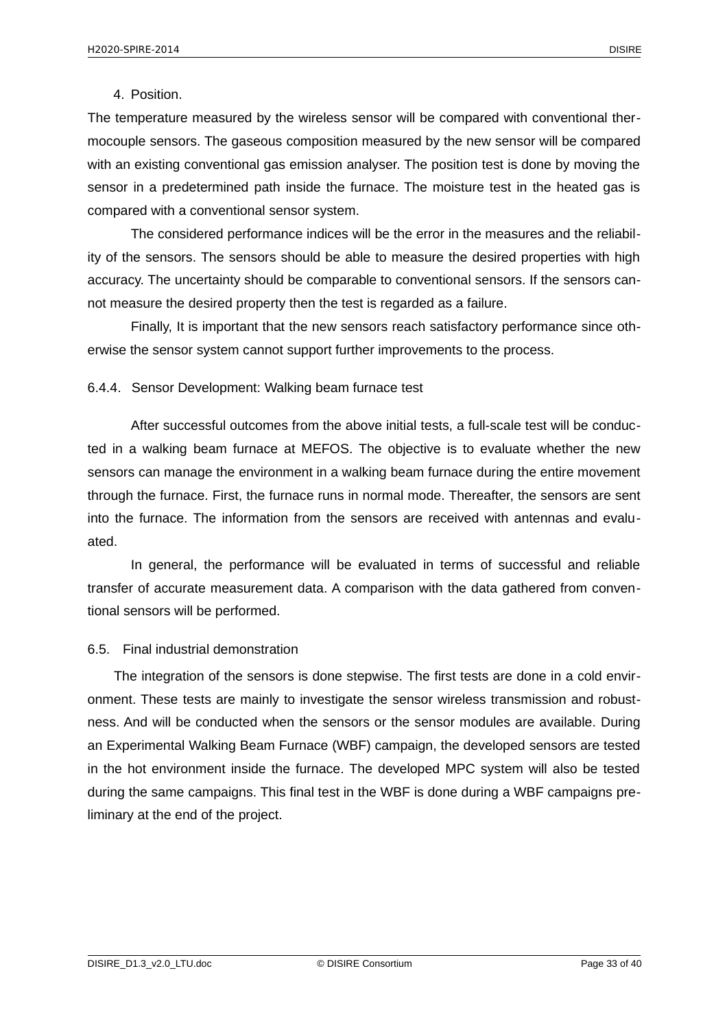4. Position.

The temperature measured by the wireless sensor will be compared with conventional thermocouple sensors. The gaseous composition measured by the new sensor will be compared with an existing conventional gas emission analyser. The position test is done by moving the sensor in a predetermined path inside the furnace. The moisture test in the heated gas is compared with a conventional sensor system.

The considered performance indices will be the error in the measures and the reliability of the sensors. The sensors should be able to measure the desired properties with high accuracy. The uncertainty should be comparable to conventional sensors. If the sensors cannot measure the desired property then the test is regarded as a failure.

Finally, It is important that the new sensors reach satisfactory performance since otherwise the sensor system cannot support further improvements to the process.

#### 6.4.4. Sensor Development: Walking beam furnace test

After successful outcomes from the above initial tests, a full-scale test will be conducted in a walking beam furnace at MEFOS. The objective is to evaluate whether the new sensors can manage the environment in a walking beam furnace during the entire movement through the furnace. First, the furnace runs in normal mode. Thereafter, the sensors are sent into the furnace. The information from the sensors are received with antennas and evaluated.

In general, the performance will be evaluated in terms of successful and reliable transfer of accurate measurement data. A comparison with the data gathered from conventional sensors will be performed.

### 6.5. Final industrial demonstration

The integration of the sensors is done stepwise. The first tests are done in a cold environment. These tests are mainly to investigate the sensor wireless transmission and robustness. And will be conducted when the sensors or the sensor modules are available. During an Experimental Walking Beam Furnace (WBF) campaign, the developed sensors are tested in the hot environment inside the furnace. The developed MPC system will also be tested during the same campaigns. This final test in the WBF is done during a WBF campaigns preliminary at the end of the project.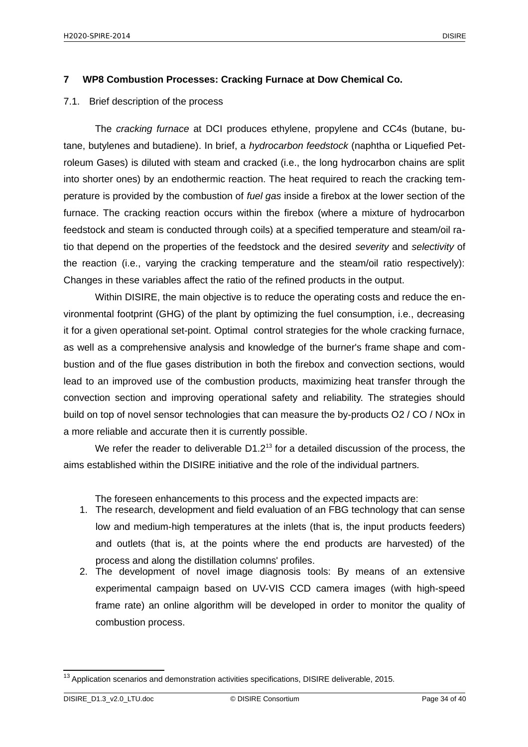# 7 WP8 Combustion Processes: Cracking Furnace at Dow Chemical Co.

## 7.1. Brief description of the process

The *cracking furnace* at DCI produces ethylene, propylene and CC4s (butane, butane, butylenes and butadiene). In brief, a *hydrocarbon feedstock* (naphtha or Liquefied Petroleum Gases) is diluted with steam and cracked (i.e., the long hydrocarbon chains are split into shorter ones) by an endothermic reaction. The heat required to reach the cracking temperature is provided by the combustion of *fuel gas* inside a firebox at the lower section of the furnace. The cracking reaction occurs within the firebox (where a mixture of hydrocarbon feedstock and steam is conducted through coils) at a specified temperature and steam/oil ratio that depend on the properties of the feedstock and the desired *severity* and *selectivity* of the reaction (i.e., varying the cracking temperature and the steam/oil ratio respectively): Changes in these variables affect the ratio of the refined products in the output.

Within DISIRE, the main objective is to reduce the operating costs and reduce the environmental footprint (GHG) of the plant by optimizing the fuel consumption, i.e., decreasing it for a given operational set-point. Optimal control strategies for the whole cracking furnace, as well as a comprehensive analysis and knowledge of the burner's frame shape and combustion and of the flue gases distribution in both the firebox and convection sections, would lead to an improved use of the combustion products, maximizing heat transfer through the convection section and improving operational safety and reliability. The strategies should build on top of novel sensor technologies that can measure the by-products O2 / CO / NOx in a more reliable and accurate then it is currently possible.

We refer the reader to deliverable D1.2[13] for a detailed discussion of the process, the aims established within the DISIRE initiative and the role of the individual partners.

The foreseen enhancements to this process and the expected impacts are:

1. The research, development and field evaluation of an FBG technology that can sense low and medium-high temperatures at the inlets (that is, the input products feeders) and outlets (that is, at the points where the end products are harvested) of the process and along the distillation columns' profiles.
2. The development of novel image diagnosis tools: By means of an extensive experimental campaign based on UV-VIS CCD camera images (with high-speed frame rate) an online algorithm will be developed in order to monitor the quality of combustion process.

---

[13] Application scenarios and demonstration activities specifications, DISIRE deliverable, 2015.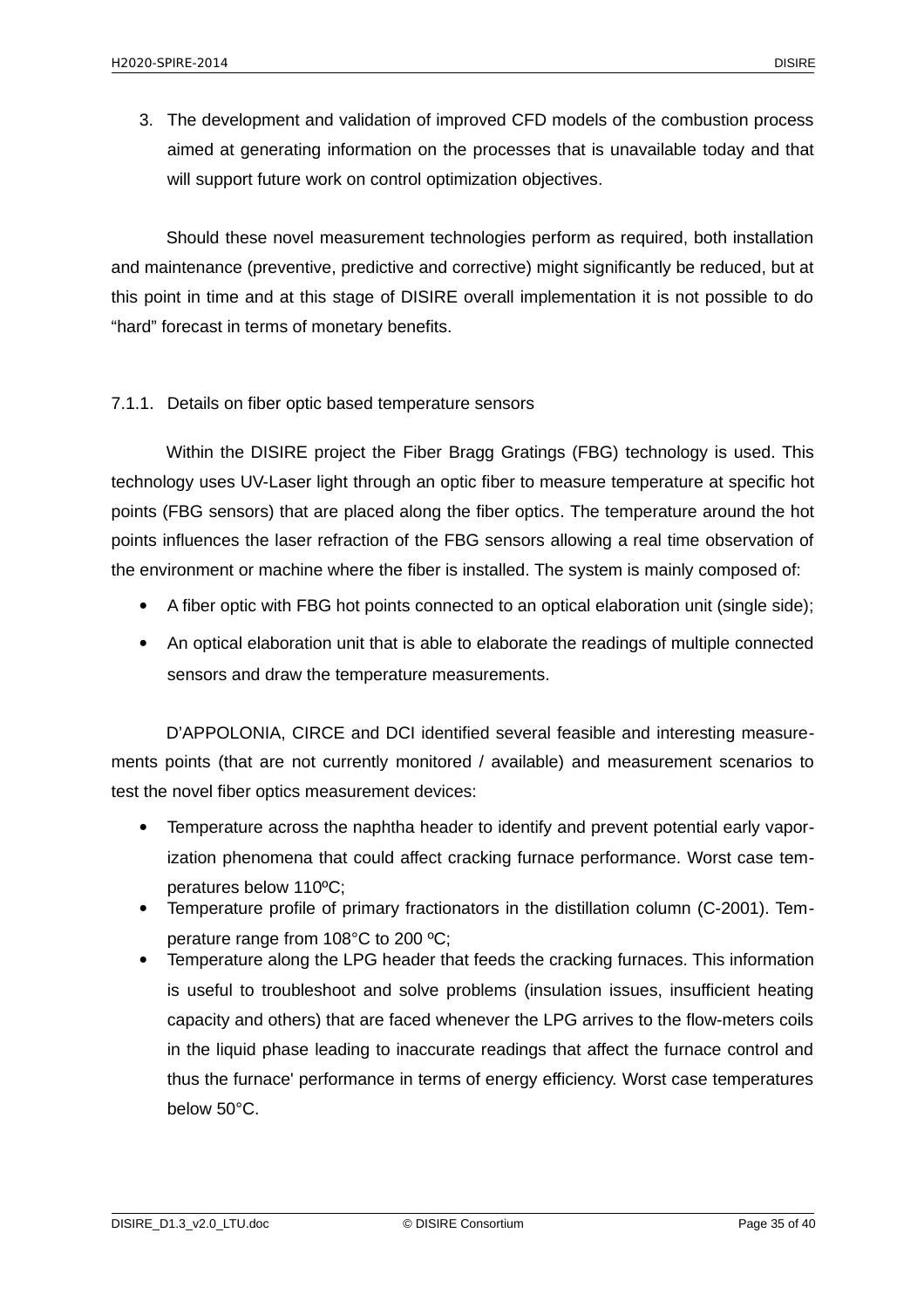3. The development and validation of improved CFD models of the combustion process aimed at generating information on the processes that is unavailable today and that will support future work on control optimization objectives.

Should these novel measurement technologies perform as required, both installation and maintenance (preventive, predictive and corrective) might significantly be reduced, but at this point in time and at this stage of DISIRE overall implementation it is not possible to do "hard" forecast in terms of monetary benefits.

### 7.1.1. Details on fiber optic based temperature sensors

Within the DISIRE project the Fiber Bragg Gratings (FBG) technology is used. This technology uses UV-Laser light through an optic fiber to measure temperature at specific hot points (FBG sensors) that are placed along the fiber optics. The temperature around the hot points influences the laser refraction of the FBG sensors allowing a real time observation of the environment or machine where the fiber is installed. The system is mainly composed of:

- A fiber optic with FBG hot points connected to an optical elaboration unit (single side);
- An optical elaboration unit that is able to elaborate the readings of multiple connected sensors and draw the temperature measurements.

D'APPOLONIA, CIRCE and DCI identified several feasible and interesting measurements points (that are not currently monitored / available) and measurement scenarios to test the novel fiber optics measurement devices:

- Temperature across the naphtha header to identify and prevent potential early vaporization phenomena that could affect cracking furnace performance. Worst case temperatures below 110ºC;
- Temperature profile of primary fractionators in the distillation column (C-2001). Temperature range from 108°C to 200 ºC;
- Temperature along the LPG header that feeds the cracking furnaces. This information is useful to troubleshoot and solve problems (insulation issues, insufficient heating capacity and others) that are faced whenever the LPG arrives to the flow-meters coils in the liquid phase leading to inaccurate readings that affect the furnace control and thus the furnace' performance in terms of energy efficiency. Worst case temperatures below 50°C.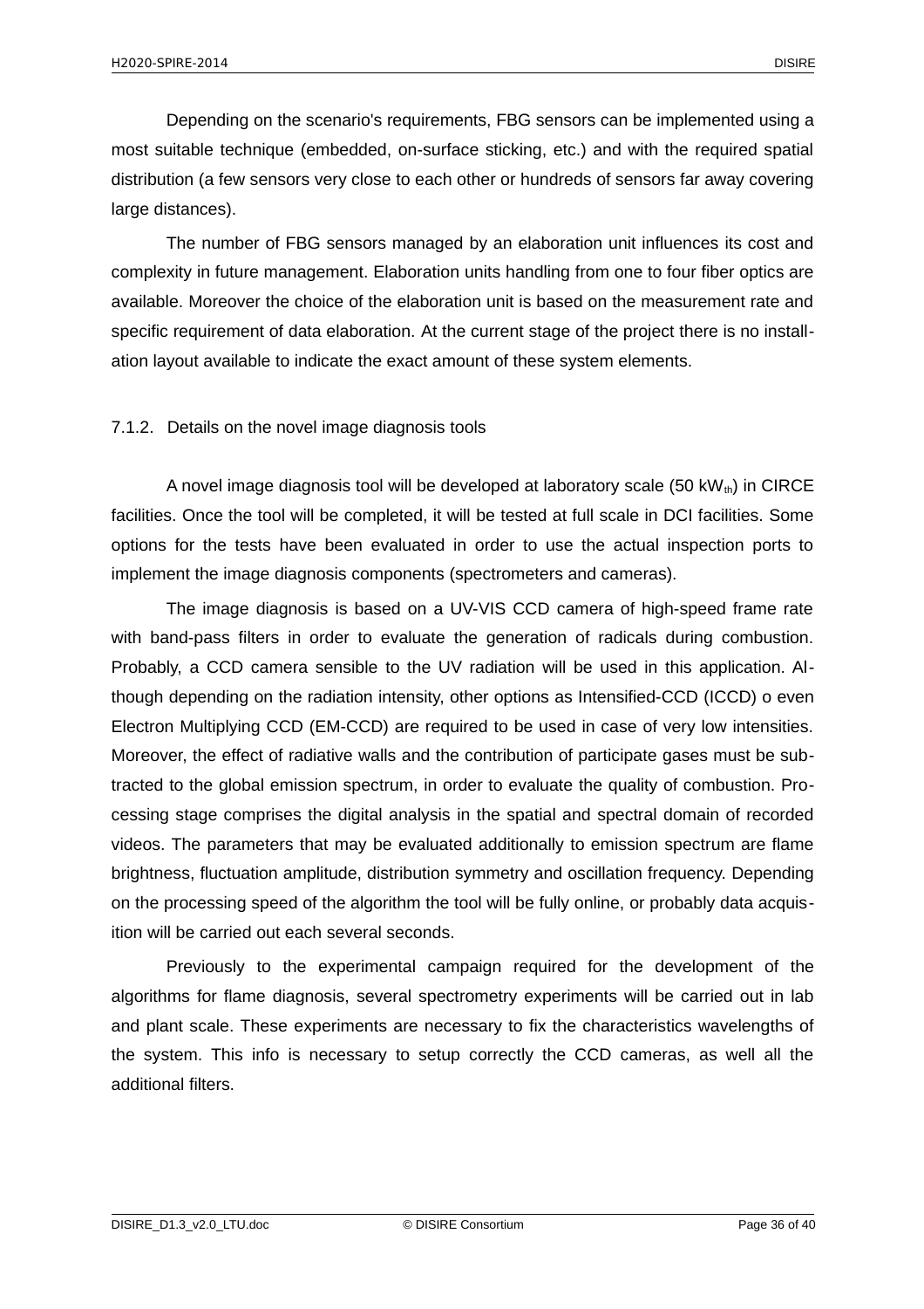Depending on the scenario's requirements, FBG sensors can be implemented using a most suitable technique (embedded, on-surface sticking, etc.) and with the required spatial distribution (a few sensors very close to each other or hundreds of sensors far away covering large distances).

The number of FBG sensors managed by an elaboration unit influences its cost and complexity in future management. Elaboration units handling from one to four fiber optics are available. Moreover the choice of the elaboration unit is based on the measurement rate and specific requirement of data elaboration. At the current stage of the project there is no installation layout available to indicate the exact amount of these system elements.

### 7.1.2. Details on the novel image diagnosis tools

A novel image diagnosis tool will be developed at laboratory scale (50 $kW_{th}$) in CIRCE facilities. Once the tool will be completed, it will be tested at full scale in DCI facilities. Some options for the tests have been evaluated in order to use the actual inspection ports to implement the image diagnosis components (spectrometers and cameras).

The image diagnosis is based on a UV-VIS CCD camera of high-speed frame rate with band-pass filters in order to evaluate the generation of radicals during combustion. Probably, a CCD camera sensible to the UV radiation will be used in this application. Although depending on the radiation intensity, other options as Intensified-CCD (ICCD) o even Electron Multiplying CCD (EM-CCD) are required to be used in case of very low intensities. Moreover, the effect of radiative walls and the contribution of participate gases must be subtracted to the global emission spectrum, in order to evaluate the quality of combustion. Processing stage comprises the digital analysis in the spatial and spectral domain of recorded videos. The parameters that may be evaluated additionally to emission spectrum are flame brightness, fluctuation amplitude, distribution symmetry and oscillation frequency. Depending on the processing speed of the algorithm the tool will be fully online, or probably data acquisition will be carried out each several seconds.

Previously to the experimental campaign required for the development of the algorithms for flame diagnosis, several spectrometry experiments will be carried out in lab and plant scale. These experiments are necessary to fix the characteristics wavelengths of the system. This info is necessary to setup correctly the CCD cameras, as well all the additional filters.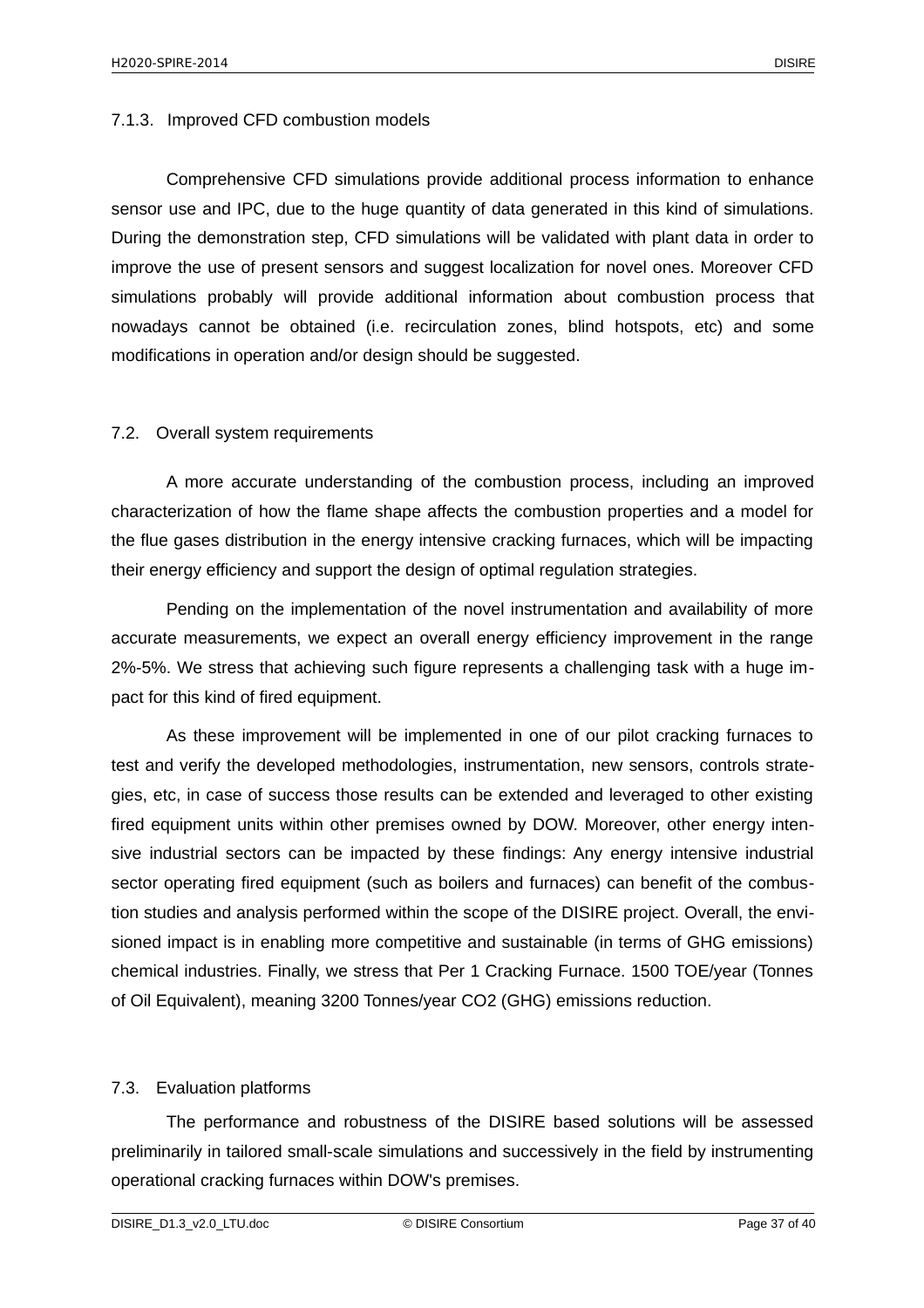### 7.1.3. Improved CFD combustion models

Comprehensive CFD simulations provide additional process information to enhance sensor use and IPC, due to the huge quantity of data generated in this kind of simulations. During the demonstration step, CFD simulations will be validated with plant data in order to improve the use of present sensors and suggest localization for novel ones. Moreover CFD simulations probably will provide additional information about combustion process that nowadays cannot be obtained (i.e. recirculation zones, blind hotspots, etc) and some modifications in operation and/or design should be suggested.

## 7.2. Overall system requirements

A more accurate understanding of the combustion process, including an improved characterization of how the flame shape affects the combustion properties and a model for the flue gases distribution in the energy intensive cracking furnaces, which will be impacting their energy efficiency and support the design of optimal regulation strategies.

Pending on the implementation of the novel instrumentation and availability of more accurate measurements, we expect an overall energy efficiency improvement in the range 2%-5%. We stress that achieving such figure represents a challenging task with a huge impact for this kind of fired equipment.

As these improvement will be implemented in one of our pilot cracking furnaces to test and verify the developed methodologies, instrumentation, new sensors, controls strategies, etc, in case of success those results can be extended and leveraged to other existing fired equipment units within other premises owned by DOW. Moreover, other energy intensive industrial sectors can be impacted by these findings: Any energy intensive industrial sector operating fired equipment (such as boilers and furnaces) can benefit of the combustion studies and analysis performed within the scope of the DISIRE project. Overall, the envisioned impact is in enabling more competitive and sustainable (in terms of GHG emissions) chemical industries. Finally, we stress that Per 1 Cracking Furnace. 1500 TOE/year (Tonnes of Oil Equivalent), meaning 3200 Tonnes/year $CO_2$ (GHG) emissions reduction.

## 7.3. Evaluation platforms

The performance and robustness of the DISIRE based solutions will be assessed preliminarily in tailored small-scale simulations and successively in the field by instrumenting operational cracking furnaces within DOW's premises.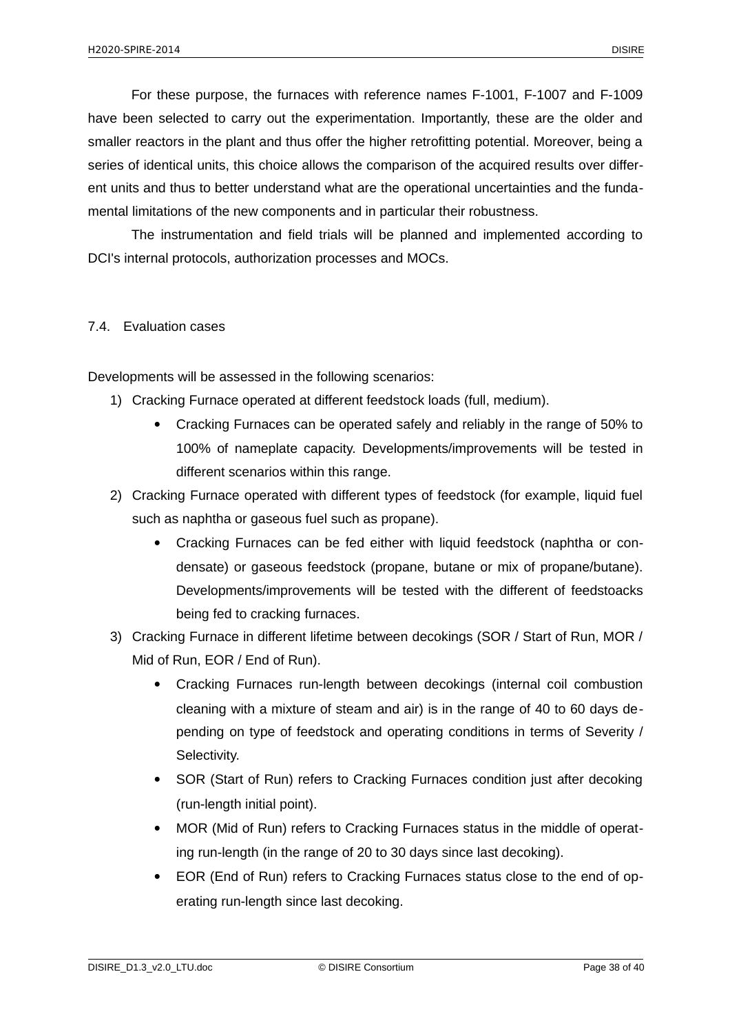For these purpose, the furnaces with reference names F-1001, F-1007 and F-1009 have been selected to carry out the experimentation. Importantly, these are the older and smaller reactors in the plant and thus offer the higher retrofitting potential. Moreover, being a series of identical units, this choice allows the comparison of the acquired results over different units and thus to better understand what are the operational uncertainties and the fundamental limitations of the new components and in particular their robustness.

The instrumentation and field trials will be planned and implemented according to DCI's internal protocols, authorization processes and MOCs.

### 7.4. Evaluation cases

Developments will be assessed in the following scenarios:

1) Cracking Furnace operated at different feedstock loads (full, medium).
   - Cracking Furnaces can be operated safely and reliably in the range of 50% to 100% of nameplate capacity. Developments/improvements will be tested in different scenarios within this range.
2) Cracking Furnace operated with different types of feedstock (for example, liquid fuel such as naphtha or gaseous fuel such as propane).
   - Cracking Furnaces can be fed either with liquid feedstock (naphtha or condensate) or gaseous feedstock (propane, butane or mix of propane/butane). Developments/improvements will be tested with the different of feedstoacks being fed to cracking furnaces.
3) Cracking Furnace in different lifetime between decokings (SOR / Start of Run, MOR / Mid of Run, EOR / End of Run).
   - Cracking Furnaces run-length between decokings (internal coil combustion cleaning with a mixture of steam and air) is in the range of 40 to 60 days depending on type of feedstock and operating conditions in terms of Severity / Selectivity.
   - SOR (Start of Run) refers to Cracking Furnaces condition just after decoking (run-length initial point).
   - MOR (Mid of Run) refers to Cracking Furnaces status in the middle of operating run-length (in the range of 20 to 30 days since last decoking).
   - EOR (End of Run) refers to Cracking Furnaces status close to the end of operating run-length since last decoking.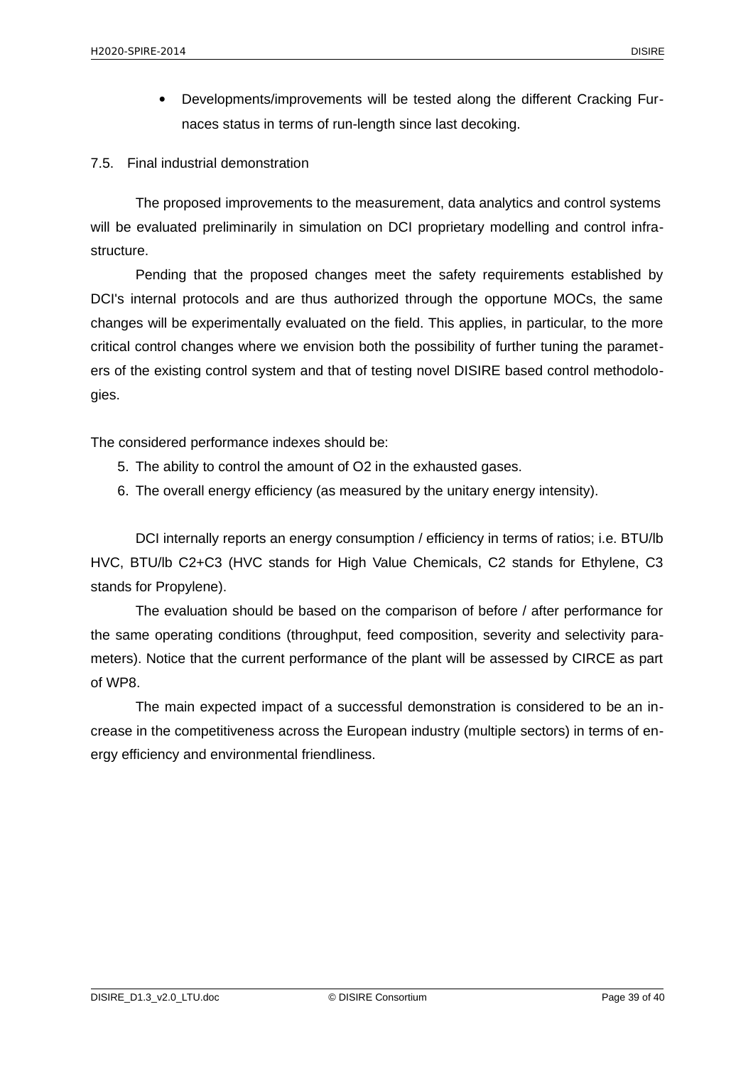- Developments/improvements will be tested along the different Cracking Furnaces status in terms of run-length since last decoking.

## 7.5. Final industrial demonstration

The proposed improvements to the measurement, data analytics and control systems will be evaluated preliminarily in simulation on DCI proprietary modelling and control infrastructure.

Pending that the proposed changes meet the safety requirements established by DCI's internal protocols and are thus authorized through the opportune MOCs, the same changes will be experimentally evaluated on the field. This applies, in particular, to the more critical control changes where we envision both the possibility of further tuning the parameters of the existing control system and that of testing novel DISIRE based control methodologies.

The considered performance indexes should be:

5. The ability to control the amount of $O_2$ in the exhausted gases.
6. The overall energy efficiency (as measured by the unitary energy intensity).

DCI internally reports an energy consumption / efficiency in terms of ratios; i.e. BTU/lb HVC, BTU/lb C2+C3 (HVC stands for High Value Chemicals, C2 stands for Ethylene, C3 stands for Propylene).

The evaluation should be based on the comparison of before / after performance for the same operating conditions (throughput, feed composition, severity and selectivity parameters). Notice that the current performance of the plant will be assessed by CIRCE as part of WP8.

The main expected impact of a successful demonstration is considered to be an increase in the competitiveness across the European industry (multiple sectors) in terms of energy efficiency and environmental friendliness.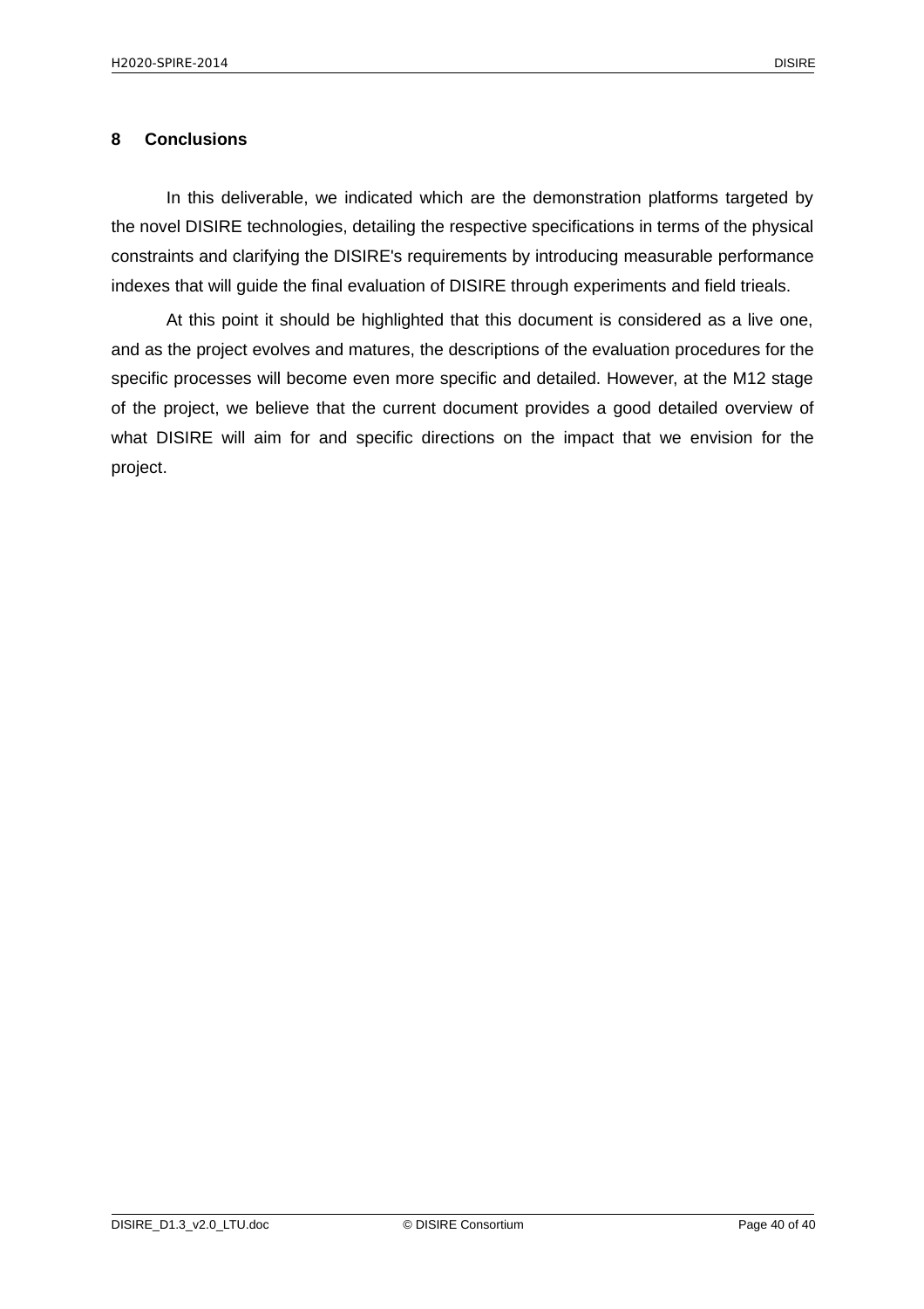# 8 Conclusions

In this deliverable, we indicated which are the demonstration platforms targeted by the novel DISIRE technologies, detailing the respective specifications in terms of the physical constraints and clarifying the DISIRE's requirements by introducing measurable performance indexes that will guide the final evaluation of DISIRE through experiments and field trieals.

At this point it should be highlighted that this document is considered as a live one, and as the project evolves and matures, the descriptions of the evaluation procedures for the specific processes will become even more specific and detailed. However, at the M12 stage of the project, we believe that the current document provides a good detailed overview of what DISIRE will aim for and specific directions on the impact that we envision for the project.